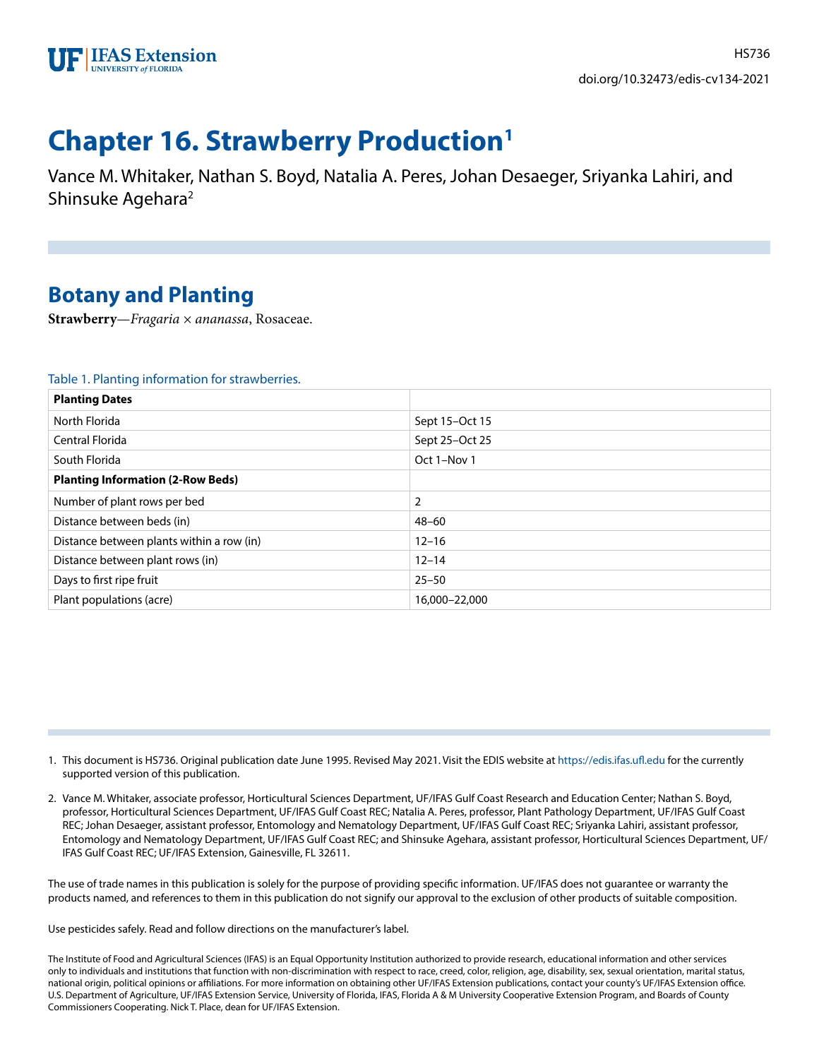HS736

doi.org/10.32473/edis-cv134-2021

# Chapter 16. Strawberry Production[1]

Vance M. Whitaker, Nathan S. Boyd, Natalia A. Peres, Johan Desaeger, Sriyanka Lahiri, and Shinsuke Agehara[2]

## Botany and Planting

**Strawberry**—*Fragaria* × *ananassa*, Rosaceae.

Table 1. Planting information for strawberries.

| **Planting Dates** | |
|---|---|
| North Florida | Sept 15–Oct 15 |
| Central Florida | Sept 25–Oct 25 |
| South Florida | Oct 1–Nov 1 |
| **Planting Information (2-Row Beds)** | |
| Number of plant rows per bed | 2 |
| Distance between beds (in) | 48–60 |
| Distance between plants within a row (in) | 12–16 |
| Distance between plant rows (in) | 12–14 |
| Days to first ripe fruit | 25–50 |
| Plant populations (acre) | 16,000–22,000 |

1. This document is HS736. Original publication date June 1995. Revised May 2021. Visit the EDIS website at https://edis.ifas.ufl.edu for the currently supported version of this publication.

2. Vance M. Whitaker, associate professor, Horticultural Sciences Department, UF/IFAS Gulf Coast Research and Education Center; Nathan S. Boyd, professor, Horticultural Sciences Department, UF/IFAS Gulf Coast REC; Natalia A. Peres, professor, Plant Pathology Department, UF/IFAS Gulf Coast REC; Johan Desaeger, assistant professor, Entomology and Nematology Department, UF/IFAS Gulf Coast REC; Sriyanka Lahiri, assistant professor, Entomology and Nematology Department, UF/IFAS Gulf Coast REC; and Shinsuke Agehara, assistant professor, Horticultural Sciences Department, UF/IFAS Gulf Coast REC; UF/IFAS Extension, Gainesville, FL 32611.

The use of trade names in this publication is solely for the purpose of providing specific information. UF/IFAS does not guarantee or warranty the products named, and references to them in this publication do not signify our approval to the exclusion of other products of suitable composition.

Use pesticides safely. Read and follow directions on the manufacturer's label.

The Institute of Food and Agricultural Sciences (IFAS) is an Equal Opportunity Institution authorized to provide research, educational information and other services only to individuals and institutions that function with non-discrimination with respect to race, creed, color, religion, age, disability, sex, sexual orientation, marital status, national origin, political opinions or affiliations. For more information on obtaining other UF/IFAS Extension publications, contact your county's UF/IFAS Extension office. U.S. Department of Agriculture, UF/IFAS Extension Service, University of Florida, IFAS, Florida A & M University Cooperative Extension Program, and Boards of County Commissioners Cooperating. Nick T. Place, dean for UF/IFAS Extension.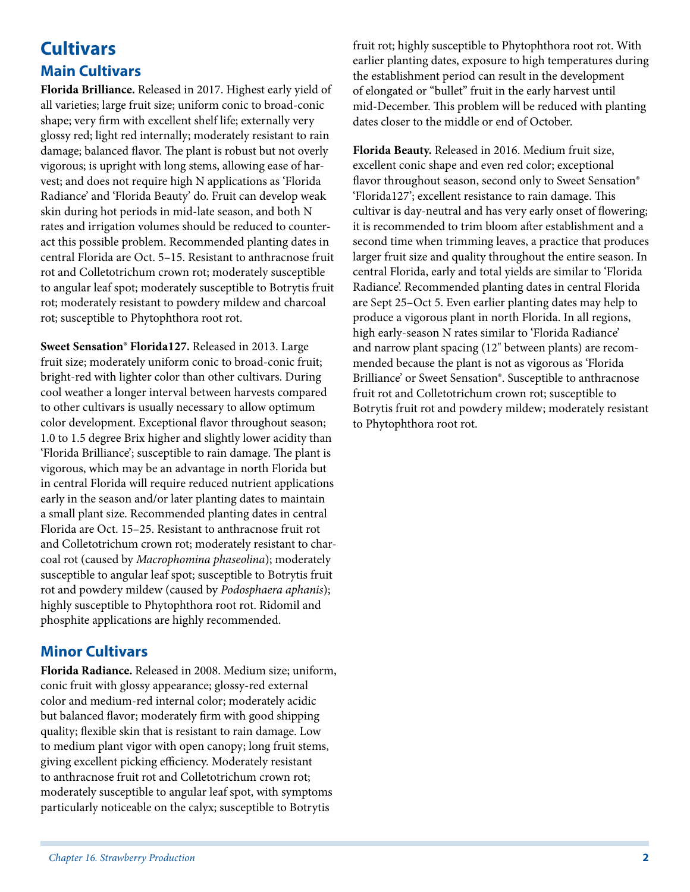# Cultivars

## Main Cultivars

**Florida Brilliance.** Released in 2017. Highest early yield of all varieties; large fruit size; uniform conic to broad-conic shape; very firm with excellent shelf life; externally very glossy red; light red internally; moderately resistant to rain damage; balanced flavor. The plant is robust but not overly vigorous; is upright with long stems, allowing ease of harvest; and does not require high N applications as 'Florida Radiance' and 'Florida Beauty' do. Fruit can develop weak skin during hot periods in mid-late season, and both N rates and irrigation volumes should be reduced to counteract this possible problem. Recommended planting dates in central Florida are Oct. 5–15. Resistant to anthracnose fruit rot and Colletotrichum crown rot; moderately susceptible to angular leaf spot; moderately susceptible to Botrytis fruit rot; moderately resistant to powdery mildew and charcoal rot; susceptible to Phytophthora root rot.

**Sweet Sensation® Florida127.** Released in 2013. Large fruit size; moderately uniform conic to broad-conic fruit; bright-red with lighter color than other cultivars. During cool weather a longer interval between harvests compared to other cultivars is usually necessary to allow optimum color development. Exceptional flavor throughout season; 1.0 to 1.5 degree Brix higher and slightly lower acidity than 'Florida Brilliance'; susceptible to rain damage. The plant is vigorous, which may be an advantage in north Florida but in central Florida will require reduced nutrient applications early in the season and/or later planting dates to maintain a small plant size. Recommended planting dates in central Florida are Oct. 15–25. Resistant to anthracnose fruit rot and Colletotrichum crown rot; moderately resistant to charcoal rot (caused by *Macrophomina phaseolina*); moderately susceptible to angular leaf spot; susceptible to Botrytis fruit rot and powdery mildew (caused by *Podosphaera aphanis*); highly susceptible to Phytophthora root rot. Ridomil and phosphite applications are highly recommended.

## Minor Cultivars

**Florida Radiance.** Released in 2008. Medium size; uniform, conic fruit with glossy appearance; glossy-red external color and medium-red internal color; moderately acidic but balanced flavor; moderately firm with good shipping quality; flexible skin that is resistant to rain damage. Low to medium plant vigor with open canopy; long fruit stems, giving excellent picking efficiency. Moderately resistant to anthracnose fruit rot and Colletotrichum crown rot; moderately susceptible to angular leaf spot, with symptoms particularly noticeable on the calyx; susceptible to Botrytis fruit rot; highly susceptible to Phytophthora root rot. With earlier planting dates, exposure to high temperatures during the establishment period can result in the development of elongated or "bullet" fruit in the early harvest until mid-December. This problem will be reduced with planting dates closer to the middle or end of October.

**Florida Beauty.** Released in 2016. Medium fruit size, excellent conic shape and even red color; exceptional flavor throughout season, second only to Sweet Sensation® 'Florida127'; excellent resistance to rain damage. This cultivar is day-neutral and has very early onset of flowering; it is recommended to trim bloom after establishment and a second time when trimming leaves, a practice that produces larger fruit size and quality throughout the entire season. In central Florida, early and total yields are similar to 'Florida Radiance'. Recommended planting dates in central Florida are Sept 25–Oct 5. Even earlier planting dates may help to produce a vigorous plant in north Florida. In all regions, high early-season N rates similar to 'Florida Radiance' and narrow plant spacing (12" between plants) are recommended because the plant is not as vigorous as 'Florida Brilliance' or Sweet Sensation®. Susceptible to anthracnose fruit rot and Colletotrichum crown rot; susceptible to Botrytis fruit rot and powdery mildew; moderately resistant to Phytophthora root rot.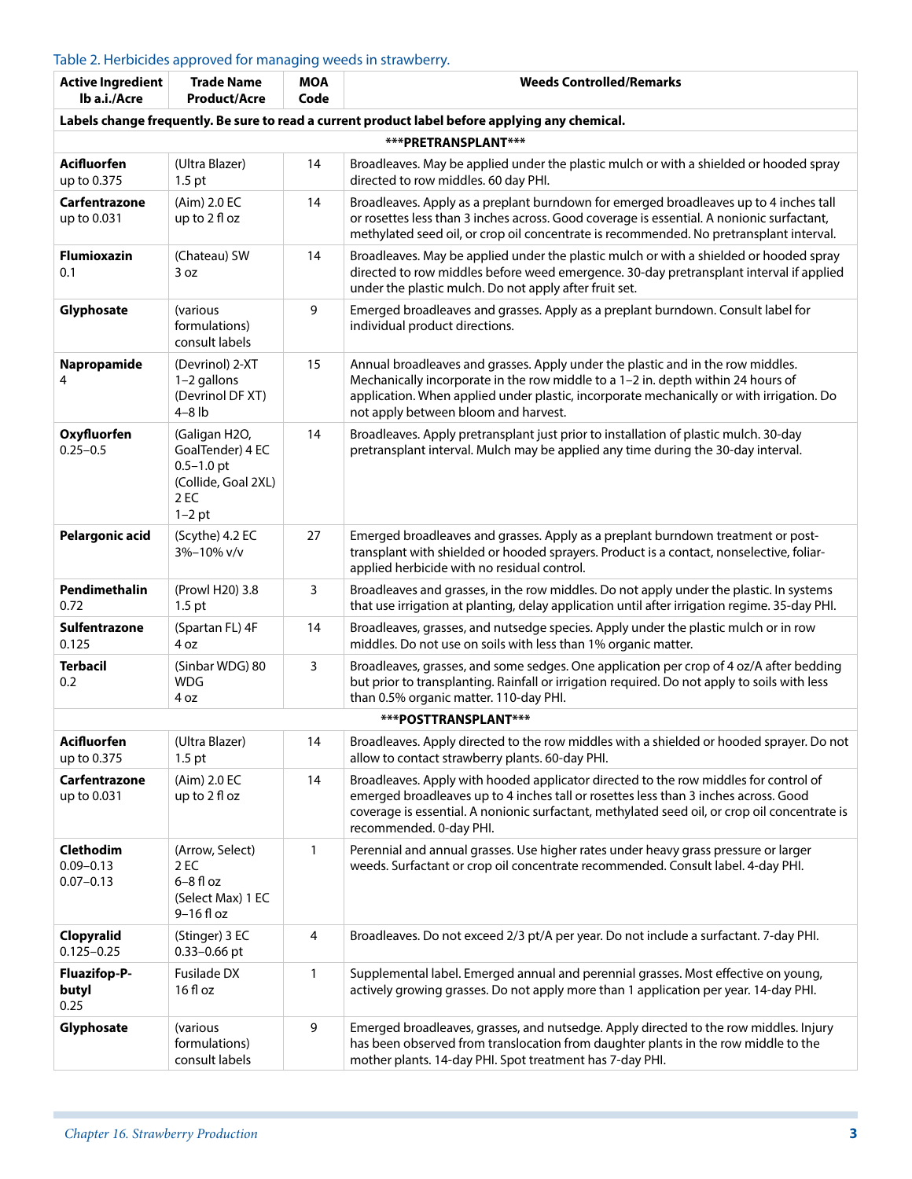Table 2. Herbicides approved for managing weeds in strawberry.

| Active Ingredient lb a.i./Acre | Trade Name Product/Acre | MOA Code | Weeds Controlled/Remarks |
|---|---|---|---|
| **Labels change frequently. Be sure to read a current product label before applying any chemical.** | | | |
| *****PRETRANSPLANT***** | | | |
| **Acifluorfen** up to 0.375 | (Ultra Blazer) 1.5 pt | 14 | Broadleaves. May be applied under the plastic mulch or with a shielded or hooded spray directed to row middles. 60 day PHI. |
| **Carfentrazone** up to 0.031 | (Aim) 2.0 EC up to 2 fl oz | 14 | Broadleaves. Apply as a preplant burndown for emerged broadleaves up to 4 inches tall or rosettes less than 3 inches across. Good coverage is essential. A nonionic surfactant, methylated seed oil, or crop oil concentrate is recommended. No pretransplant interval. |
| **Flumioxazin** 0.1 | (Chateau) SW 3 oz | 14 | Broadleaves. May be applied under the plastic mulch or with a shielded or hooded spray directed to row middles before weed emergence. 30-day pretransplant interval if applied under the plastic mulch. Do not apply after fruit set. |
| **Glyphosate** | (various formulations) consult labels | 9 | Emerged broadleaves and grasses. Apply as a preplant burndown. Consult label for individual product directions. |
| **Napropamide** 4 | (Devrinol) 2-XT 1–2 gallons (Devrinol DF XT) 4–8 lb | 15 | Annual broadleaves and grasses. Apply under the plastic and in the row middles. Mechanically incorporate in the row middle to a 1–2 in. depth within 24 hours of application. When applied under plastic, incorporate mechanically or with irrigation. Do not apply between bloom and harvest. |
| **Oxyfluorfen** 0.25–0.5 | (Galigan H2O, GoalTender) 4 EC 0.5–1.0 pt (Collide, Goal 2XL) 2 EC 1–2 pt | 14 | Broadleaves. Apply pretransplant just prior to installation of plastic mulch. 30-day pretransplant interval. Mulch may be applied any time during the 30-day interval. |
| **Pelargonic acid** | (Scythe) 4.2 EC 3%–10% v/v | 27 | Emerged broadleaves and grasses. Apply as a preplant burndown treatment or post-transplant with shielded or hooded sprayers. Product is a contact, nonselective, foliar-applied herbicide with no residual control. |
| **Pendimethalin** 0.72 | (Prowl H20) 3.8 1.5 pt | 3 | Broadleaves and grasses, in the row middles. Do not apply under the plastic. In systems that use irrigation at planting, delay application until after irrigation regime. 35-day PHI. |
| **Sulfentrazone** 0.125 | (Spartan FL) 4F 4 oz | 14 | Broadleaves, grasses, and nutsedge species. Apply under the plastic mulch or in row middles. Do not use on soils with less than 1% organic matter. |
| **Terbacil** 0.2 | (Sinbar WDG) 80 WDG 4 oz | 3 | Broadleaves, grasses, and some sedges. One application per crop of 4 oz/A after bedding but prior to transplanting. Rainfall or irrigation required. Do not apply to soils with less than 0.5% organic matter. 110-day PHI. |
| *****POSTTRANSPLANT***** | | | |
| **Acifluorfen** up to 0.375 | (Ultra Blazer) 1.5 pt | 14 | Broadleaves. Apply directed to the row middles with a shielded or hooded sprayer. Do not allow to contact strawberry plants. 60-day PHI. |
| **Carfentrazone** up to 0.031 | (Aim) 2.0 EC up to 2 fl oz | 14 | Broadleaves. Apply with hooded applicator directed to the row middles for control of emerged broadleaves up to 4 inches tall or rosettes less than 3 inches across. Good coverage is essential. A nonionic surfactant, methylated seed oil, or crop oil concentrate is recommended. 0-day PHI. |
| **Clethodim** 0.09–0.13 0.07–0.13 | (Arrow, Select) 2 EC 6–8 fl oz (Select Max) 1 EC 9–16 fl oz | 1 | Perennial and annual grasses. Use higher rates under heavy grass pressure or larger weeds. Surfactant or crop oil concentrate recommended. Consult label. 4-day PHI. |
| **Clopyralid** 0.125–0.25 | (Stinger) 3 EC 0.33–0.66 pt | 4 | Broadleaves. Do not exceed 2/3 pt/A per year. Do not include a surfactant. 7-day PHI. |
| **Fluazifop-P-butyl** 0.25 | Fusilade DX 16 fl oz | 1 | Supplemental label. Emerged annual and perennial grasses. Most effective on young, actively growing grasses. Do not apply more than 1 application per year. 14-day PHI. |
| **Glyphosate** | (various formulations) consult labels | 9 | Emerged broadleaves, grasses, and nutsedge. Apply directed to the row middles. Injury has been observed from translocation from daughter plants in the row middle to the mother plants. 14-day PHI. Spot treatment has 7-day PHI. |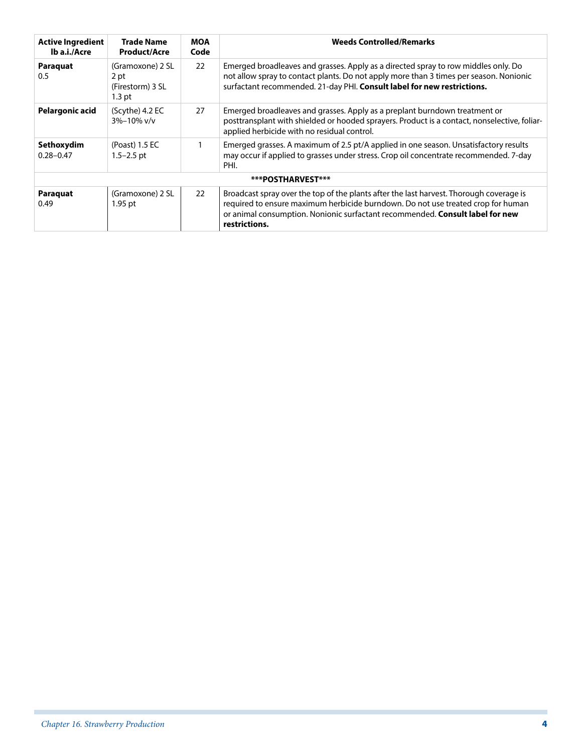| Active Ingredient lb a.i./Acre | Trade Name Product/Acre | MOA Code | Weeds Controlled/Remarks |
|---|---|---|---|
| **Paraquat** 0.5 | (Gramoxone) 2 SL 2 pt (Firestorm) 3 SL 1.3 pt | 22 | Emerged broadleaves and grasses. Apply as a directed spray to row middles only. Do not allow spray to contact plants. Do not apply more than 3 times per season. Nonionic surfactant recommended. 21-day PHI. **Consult label for new restrictions.** |
| **Pelargonic acid** | (Scythe) 4.2 EC 3%–10% v/v | 27 | Emerged broadleaves and grasses. Apply as a preplant burndown treatment or posttransplant with shielded or hooded sprayers. Product is a contact, nonselective, foliar-applied herbicide with no residual control. |
| **Sethoxydim** 0.28–0.47 | (Poast) 1.5 EC 1.5–2.5 pt | 1 | Emerged grasses. A maximum of 2.5 pt/A applied in one season. Unsatisfactory results may occur if applied to grasses under stress. Crop oil concentrate recommended. 7-day PHI. |
| **\*\*\*POSTHARVEST\*\*\*** | | | |
| **Paraquat** 0.49 | (Gramoxone) 2 SL 1.95 pt | 22 | Broadcast spray over the top of the plants after the last harvest. Thorough coverage is required to ensure maximum herbicide burndown. Do not use treated crop for human or animal consumption. Nonionic surfactant recommended. **Consult label for new restrictions.** |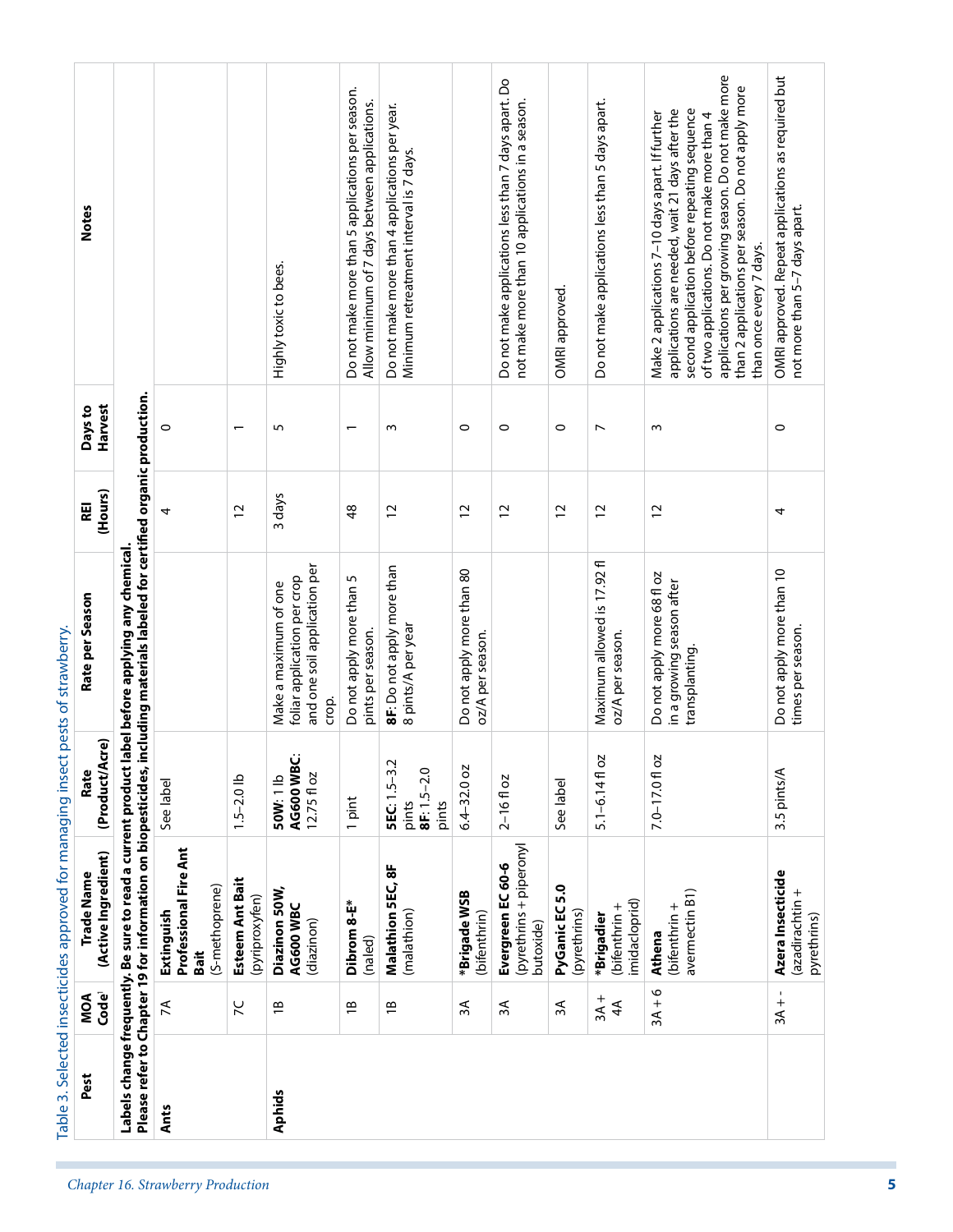Table 3. Selected insecticides approved for managing insect pests of strawberry.

| Pest | MOA Code[1] | Trade Name (Active Ingredient) | Rate (Product/Acre) | Rate per Season | REI (Hours) | Days to Harvest | Notes |
|---|---|---|---|---|---|---|---|
| **Labels change frequently. Be sure to read a current product label before applying any chemical. Please refer to Chapter 19 for information on biopesticides, including materials labeled for certified organic production.** | | | | | | | |
| **Ants** | 7A | **Extinguish Professional Fire Ant Bait** (S-methoprene) | See label | | 4 | 0 | |
| | 7C | **Esteem Ant Bait** (pyriproxyfen) | 1.5–2.0 lb | | 12 | 1 | |
| **Aphids** | 1B | **Diazinon 50W, AG600 WBC** (diazinon) | **50W**: 1 lb **AG600 WBC**: 12.75 fl oz | Make a maximum of one foliar application per crop and one soil application per crop. | 3 days | 5 | Highly toxic to bees. |
| | 1B | **Dibrom 8-E*** (naled) | 1 pint | Do not apply more than 5 pints per season. | 48 | 1 | Do not make more than 5 applications per season. Allow minimum of 7 days between applications. |
| | 1B | **Malathion 5EC, 8F** (malathion) | **5EC**: 1.5–3.2 pints **8F**: 1.5–2.0 pints | **8F**: Do not apply more than 8 pints/A per year | 12 | 3 | Do not make more than 4 applications per year. Minimum retreatment interval is 7 days. |
| | 3A | ***Brigade WSB** (bifenthrin) | 6.4–32.0 oz | Do not apply more than 80 oz/A per season. | 12 | 0 | |
| | 3A | **Evergreen EC 60-6** (pyrethrins + piperonyl butoxide) | 2–16 fl oz | | 12 | 0 | Do not make applications less than 7 days apart. Do not make more than 10 applications in a season. |
| | 3A | **PyGanic EC 5.0** (pyrethrins) | See label | | 12 | 0 | OMRI approved. |
| | 3A + 4A | ***Brigadier** (bifenthrin + imidacloprid) | 5.1–6.14 fl oz | Maximum allowed is 17.92 fl oz/A per season. | 12 | 7 | Do not make applications less than 5 days apart. |
| | 3A + 6 | **Athena** (bifenthrin + avermectin B1) | 7.0–17.0 fl oz | Do not apply more 68 fl oz in a growing season after transplanting. | 12 | 3 | Make 2 applications 7–10 days apart. If further applications are needed, wait 21 days after the second application before repeating sequence of two applications. Do not make more than 4 applications per growing season. Do not make more than 2 applications per season. Do not apply more than once every 7 days. |
| | 3A + - | **Azera Insecticide** (azadirachtin + pyrethrins) | 3.5 pints/A | Do not apply more than 10 times per season. | 4 | 0 | OMRI approved. Repeat applications as required but not more than 5–7 days apart. |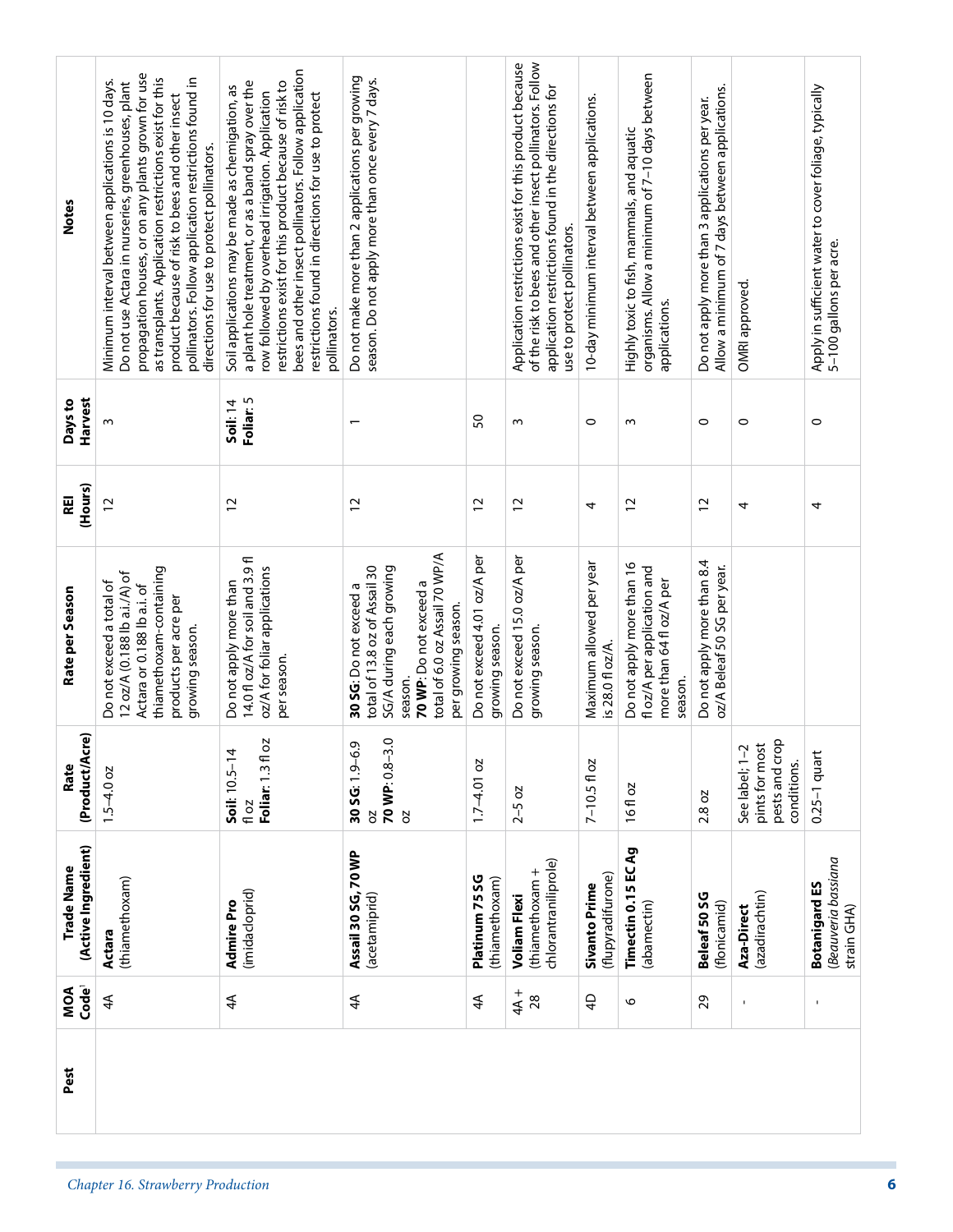| Pest | MOA Code[1] | Trade Name (Active Ingredient) | Rate (Product/Acre) | Rate per Season | REI (Hours) | Days to Harvest | Notes |
|---|---|---|---|---|---|---|---|
| | 4A | **Actara** (thiamethoxam) | 1.5–4.0 oz | Do not exceed a total of 12 oz/A (0.188 lb a.i./A) of Actara or 0.188 lb a.i. of thiamethoxam-containing products per acre per growing season. | 12 | 3 | Minimum interval between applications is 10 days. Do not use Actara in nurseries, greenhouses, plant propagation houses, or on any plants grown for use as transplants. Application restrictions exist for this product because of risk to bees and other insect pollinators. Follow application restrictions found in directions for use to protect pollinators. |
| | 4A | **Admire Pro** (imidacloprid) | **Soil**: 10.5–14 fl oz **Foliar**: 1.3 fl oz | Do not apply more than 14.0 fl oz/A for soil and 3.9 fl oz/A for foliar applications per season. | 12 | **Soil**: 14 **Foliar**: 5 | Soil applications may be made as chemigation, as a plant hole treatment, or as a band spray over the row followed by overhead irrigation. Application restrictions exist for this product because of risk to bees and other insect pollinators. Follow application restrictions found in directions for use to protect pollinators. |
| | 4A | **Assail 30 SG, 70 WP** (acetamiprid) | **30 SG**: 1.9–6.9 oz **70 WP**: 0.8–3.0 oz | **30 SG**: Do not exceed a total of 13.8 oz of Assail 30 SG/A during each growing season. **70 WP**: Do not exceed a total of 6.0 oz Assail 70 WP/A per growing season. | 12 | 1 | Do not make more than 2 applications per growing season. Do not apply more than once every 7 days. |
| | 4A | **Platinum 75 SG** (thiamethoxam) | 1.7–4.01 oz | Do not exceed 4.01 oz/A per growing season. | 12 | 50 | |
| | 4A + 28 | **Voliam Flexi** (thiamethoxam + chlorantraniliprole) | 2–5 oz | Do not exceed 15.0 oz/A per growing season. | 12 | 3 | Application restrictions exist for this product because of the risk to bees and other insect pollinators. Follow application restrictions found in the directions for use to protect pollinators. |
| | 4D | **Sivanto Prime** (flupyradifurone) | 7–10.5 fl oz | Maximum allowed per year is 28.0 fl oz/A. | 4 | 0 | 10-day minimum interval between applications. |
| | 6 | **Timectin 0.15 EC Ag** (abamectin) | 16 fl oz | Do not apply more than 16 fl oz/A per application and more than 64 fl oz/A per season. | 12 | 3 | Highly toxic to fish, mammals, and aquatic organisms. Allow a minimum of 7–10 days between applications. |
| | 29 | **Beleaf 50 SG** (flonicamid) | 2.8 oz | Do not apply more than 8.4 oz/A Beleaf 50 SG per year. | 12 | 0 | Do not apply more than 3 applications per year. Allow a minimum of 7 days between applications. |
| | - | **Aza-Direct** (azadirachtin) | See label; 1–2 pints for most pests and crop conditions. | | 4 | 0 | OMRI approved. |
| | - | **Botanigard ES** (*Beauveria bassiana* strain GHA) | 0.25–1 quart | | 4 | 0 | Apply in sufficient water to cover foliage, typically 5–100 gallons per acre. |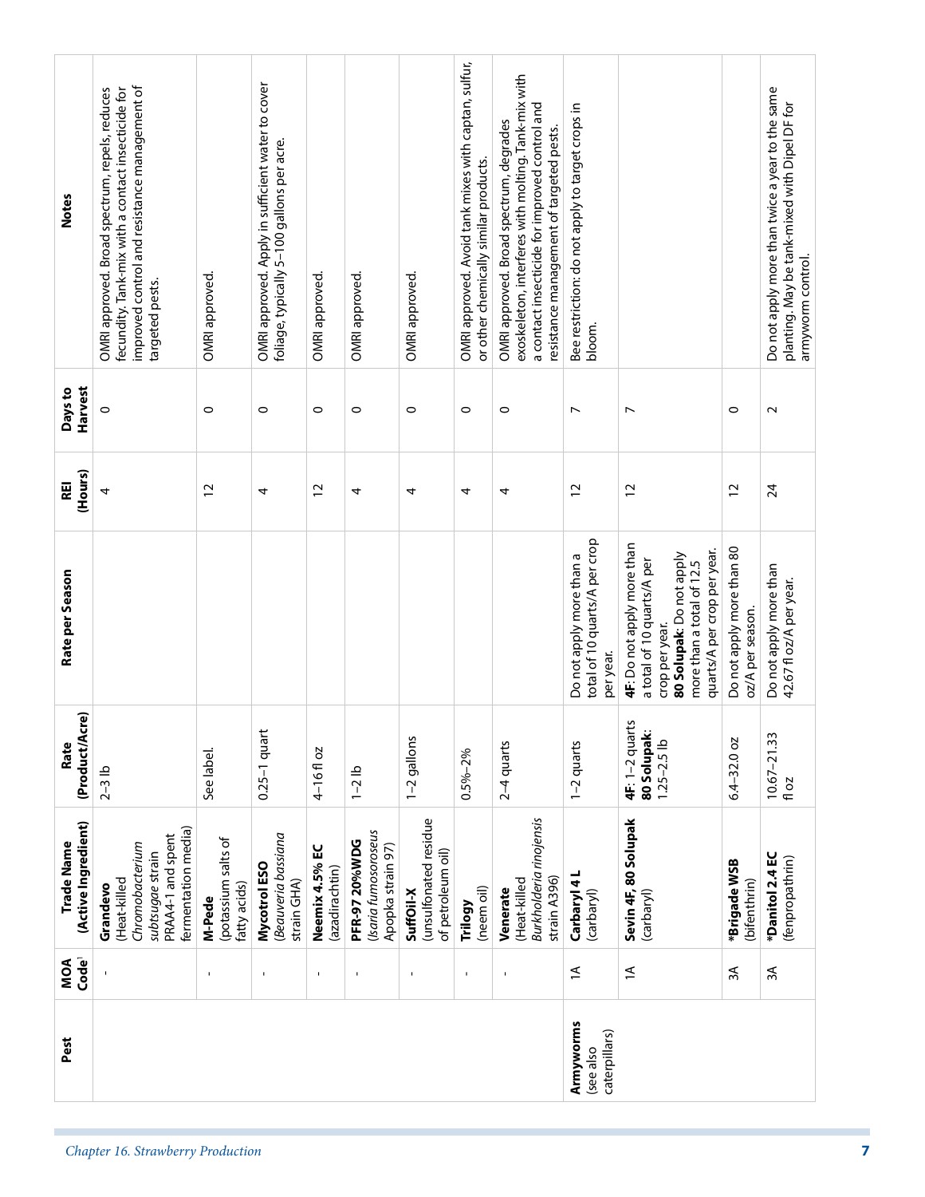| Pest | MOA Code[1] | Trade Name (Active Ingredient) | Rate (Product/Acre) | Rate per Season | REI (Hours) | Days to Harvest | Notes |
|---|---|---|---|---|---|---|---|
| | - | **Grandevo** (Heat-killed *Chromobacterium subtsugae* strain PRAA4-1 and spent fermentation media) | 2–3 lb | | 4 | 0 | OMRI approved. Broad spectrum, repels, reduces fecundity. Tank-mix with a contact insecticide for improved control and resistance management of targeted pests. |
| | - | **M-Pede** (potassium salts of fatty acids) | See label. | | 12 | 0 | OMRI approved. |
| | - | **Mycotrol ESO** (*Beauveria bassiana* strain GHA) | 0.25–1 quart | | 4 | 0 | OMRI approved. Apply in sufficient water to cover foliage, typically 5–100 gallons per acre. |
| | - | **Neemix 4.5% EC** (azadirachtin) | 4–16 fl oz | | 12 | 0 | OMRI approved. |
| | - | **PFR-97 20%WDG** (*Isaria fumosoroseus* Apopka strain 97) | 1–2 lb | | 4 | 0 | OMRI approved. |
| | - | **SuffOil-X** (unsulfonated residue of petroleum oil) | 1–2 gallons | | 4 | 0 | OMRI approved. |
| | - | **Trilogy** (neem oil) | 0.5%–2% | | 4 | 0 | OMRI approved. Avoid tank mixes with captan, sulfur, or other chemically similar products. |
| | - | **Venerate** (Heat-killed *Burkholderia rinojensis* strain A396) | 2–4 quarts | | 4 | 0 | OMRI approved. Broad spectrum, degrades exoskeleton, interferes with molting. Tank-mix with a contact insecticide for improved control and resistance management of targeted pests. |
| **Armyworms** (see also caterpillars) | 1A | **Carbaryl 4 L** (carbaryl) | 1–2 quarts | Do not apply more than a total of 10 quarts/A per crop per year. | 12 | 7 | Bee restriction: do not apply to target crops in bloom. |
| | 1A | **Sevin 4F, 80 Solupak** (carbaryl) | **4F**: 1–2 quarts **80 Solupak**: 1.25–2.5 lb | **4F**: Do not apply more than a total of 10 quarts/A per crop per year. **80 Solupak**: Do not apply more than a total of 12.5 quarts/A per crop per year. | 12 | 7 | |
| | 3A | ***Brigade WSB** (bifenthrin) | 6.4–32.0 oz | Do not apply more than 80 oz/A per season. | 12 | 0 | |
| | 3A | ***Danitol 2.4 EC** (fenpropathrin) | 10.67–21.33 fl oz | Do not apply more than 42.67 fl oz/A per year. | 24 | 2 | Do not apply more than twice a year to the same planting. May be tank-mixed with Dipel DF for armyworm control. |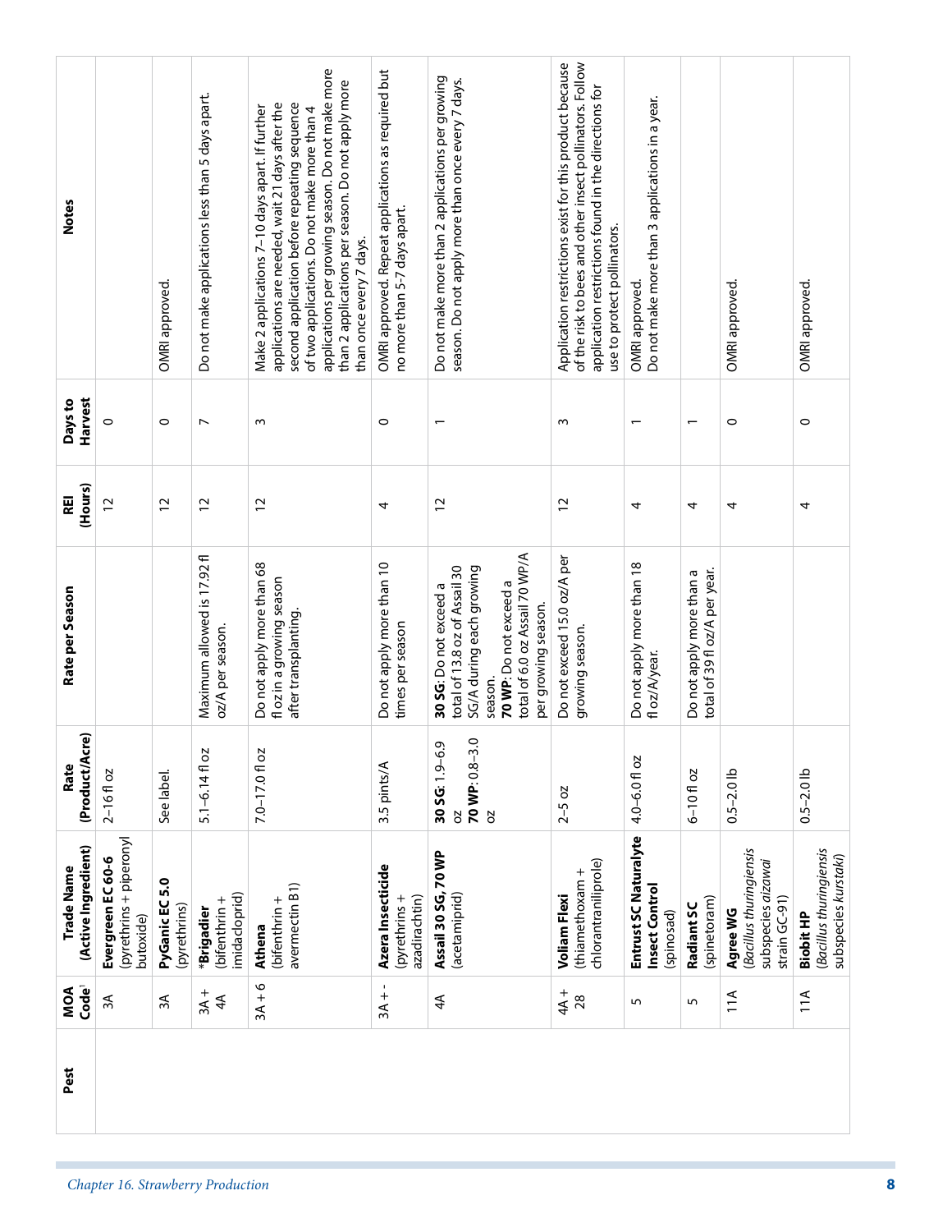| Pest | MOA Code[1] | Trade Name (Active Ingredient) | Rate (Product/Acre) | Rate per Season | REI (Hours) | Days to Harvest | Notes |
| --- | --- | --- | --- | --- | --- | --- | --- |
| | 3A | **Evergreen EC 60-6** (pyrethrins + piperonyl butoxide) | 2–16 fl oz | | 12 | 0 | |
| | 3A | **PyGanic EC 5.0** (pyrethrins) | See label. | | 12 | 0 | OMRI approved. |
| | 3A + 4A | ***Brigadier** (bifenthrin + imidacloprid) | 5.1–6.14 fl oz | Maximum allowed is 17.92 fl oz/A per season. | 12 | 7 | Do not make applications less than 5 days apart. |
| | 3A + 6 | **Athena** (bifenthrin + avermectin B1) | 7.0–17.0 fl oz | Do not apply more than 68 fl oz in a growing season after transplanting. | 12 | 3 | Make 2 applications 7–10 days apart. If further applications are needed, wait 21 days after the second application before repeating sequence of two applications. Do not make more than 4 applications per growing season. Do not make more than 2 applications per season. Do not apply more than once every 7 days. |
| | 3A + - | **Azera Insecticide** (pyrethrins + azadirachtin) | 3.5 pints/A | Do not apply more than 10 times per season | 4 | 0 | OMRI approved. Repeat applications as required but no more than 5-7 days apart. |
| | 4A | **Assail 30 SG, 70 WP** (acetamiprid) | **30 SG**: 1.9–6.9 oz<br>**70 WP**: 0.8–3.0 oz | **30 SG**: Do not exceed a total of 13.8 oz of Assail 30 SG/A during each growing season.<br>**70 WP**: Do not exceed a total of 6.0 oz Assail 70 WP/A per growing season. | 12 | 1 | Do not make more than 2 applications per growing season. Do not apply more than once every 7 days. |
| | 4A + 28 | **Voliam Flexi** (thiamethoxam + chlorantraniliprole) | 2–5 oz | Do not exceed 15.0 oz/A per growing season. | 12 | 3 | Application restrictions exist for this product because of the risk to bees and other insect pollinators. Follow application restrictions found in the directions for use to protect pollinators. |
| | 5 | **Entrust SC Naturalyte Insect Control** (spinosad) | 4.0–6.0 fl oz | Do not apply more than 18 fl oz/A/year. | 4 | 1 | OMRI approved.<br>Do not make more than 3 applications in a year. |
| | 5 | **Radiant SC** (spinetoram) | 6–10 fl oz | Do not apply more than a total of 39 fl oz/A per year. | 4 | 1 | |
| | 11A | **Agree WG** (*Bacillus thuringiensis* subspecies *aizawai* strain GC-91) | 0.5–2.0 lb | | 4 | 0 | OMRI approved. |
| | 11A | **Biobit HP** (*Bacillus thuringiensis* subspecies *kurstaki*) | 0.5–2.0 lb | | 4 | 0 | OMRI approved. |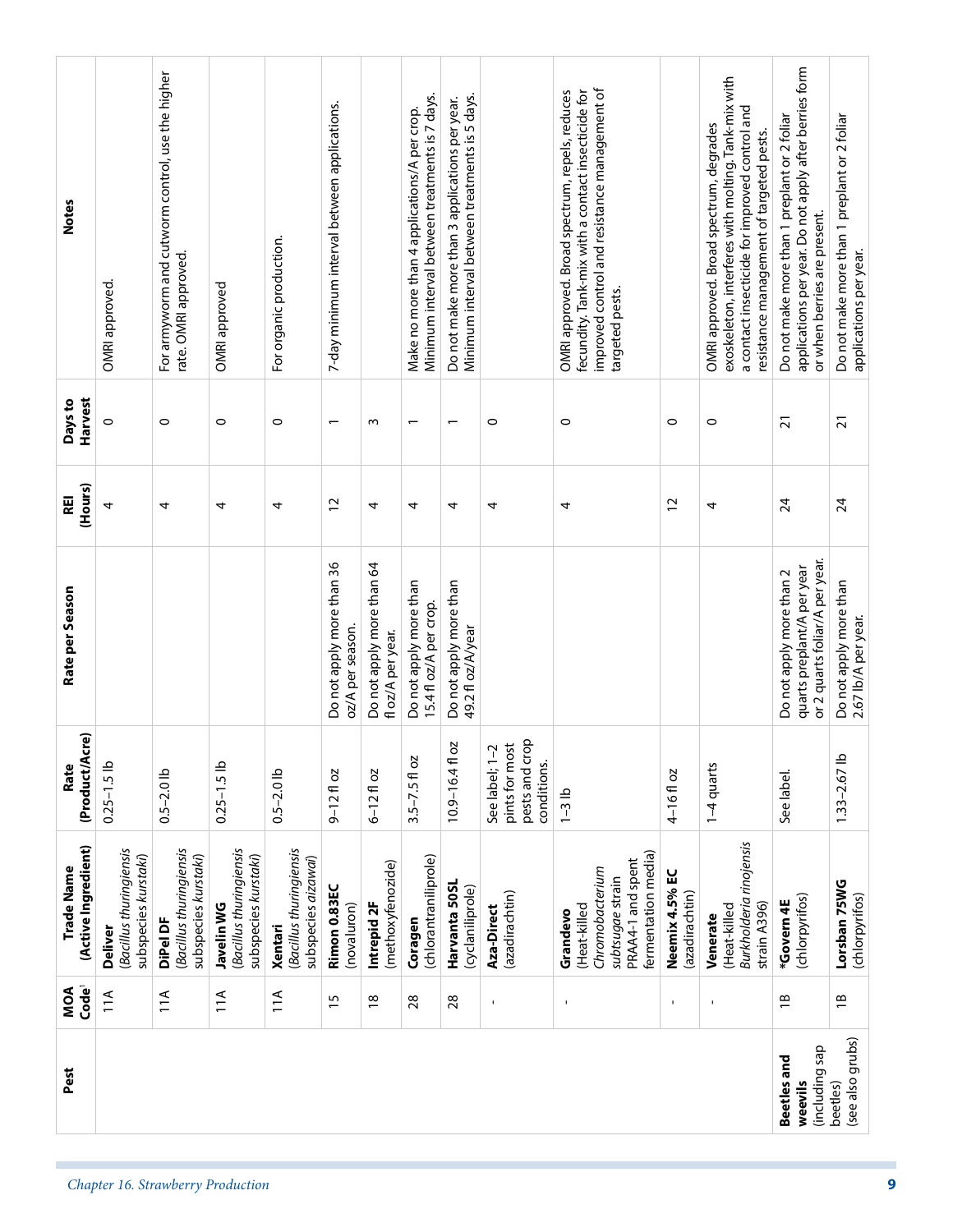| Pest | MOA Code[1] | Trade Name (Active Ingredient) | Rate (Product/Acre) | Rate per Season | REI (Hours) | Days to Harvest | Notes |
|---|---|---|---|---|---|---|---|
| | 11A | **Deliver** (*Bacillus thuringiensis* subspecies *kurstaki*) | 0.25–1.5 lb | | 4 | 0 | OMRI approved. |
| | 11A | **DiPel DF** (*Bacillus thuringiensis* subspecies *kurstaki*) | 0.5–2.0 lb | | 4 | 0 | For armyworm and cutworm control, use the higher rate. OMRI approved. |
| | 11A | **Javelin WG** (*Bacillus thuringiensis* subspecies *kurstaki*) | 0.25–1.5 lb | | 4 | 0 | OMRI approved |
| | 11A | **Xentari** (*Bacillus thuringiensis* subspecies *aizawai*) | 0.5–2.0 lb | | 4 | 0 | For organic production. |
| | 15 | **Rimon 0.83EC** (novaluron) | 9–12 fl oz | Do not apply more than 36 oz/A per season. | 12 | 1 | 7-day minimum interval between applications. |
| | 18 | **Intrepid 2F** (methoxyfenozide) | 6–12 fl oz | Do not apply more than 64 fl oz/A per year. | 4 | 3 | |
| | 28 | **Coragen** (chlorantraniliprole) | 3.5–7.5 fl oz | Do not apply more than 15.4 fl oz/A per crop. | 4 | 1 | Make no more than 4 applications/A per crop. Minimum interval between treatments is 7 days. |
| | 28 | **Harvanta 50SL** (cyclaniliprole) | 10.9–16.4 fl oz | Do not apply more than 49.2 fl oz/A/year | 4 | 1 | Do not make more than 3 applications per year. Minimum interval between treatments is 5 days. |
| | - | **Aza-Direct** (azadirachtin) | See label; 1–2 pints for most pests and crop conditions. | | 4 | 0 | |
| | - | **Grandevo** (Heat-killed *Chromobacterium subtsugae* strain PRAA4-1 and spent fermentation media) | 1–3 lb | | 4 | 0 | OMRI approved. Broad spectrum, repels, reduces fecundity. Tank-mix with a contact insecticide for improved control and resistance management of targeted pests. |
| | - | **Neemix 4.5% EC** (azadirachtin) | 4–16 fl oz | | 12 | 0 | |
| | - | **Venerate** (Heat-killed *Burkholderia rinojensis* strain A396) | 1–4 quarts | | 4 | 0 | OMRI approved. Broad spectrum, degrades exoskeleton, interferes with molting. Tank-mix with a contact insecticide for improved control and resistance management of targeted pests. |
| **Beetles and weevils** (including sap beetles) (see also grubs) | 1B | ***Govern 4E** (chlorpyrifos) | See label. | Do not apply more than 2 quarts preplant/A per year or 2 quarts foliar/A per year. | 24 | 21 | Do not make more than 1 preplant or 2 foliar applications per year. Do not apply after berries form or when berries are present. |
| | 1B | **Lorsban 75WG** (chlorpyrifos) | 1.33–2.67 lb | Do not apply more than 2.67 lb/A per year. | 24 | 21 | Do not make more than 1 preplant or 2 foliar applications per year. |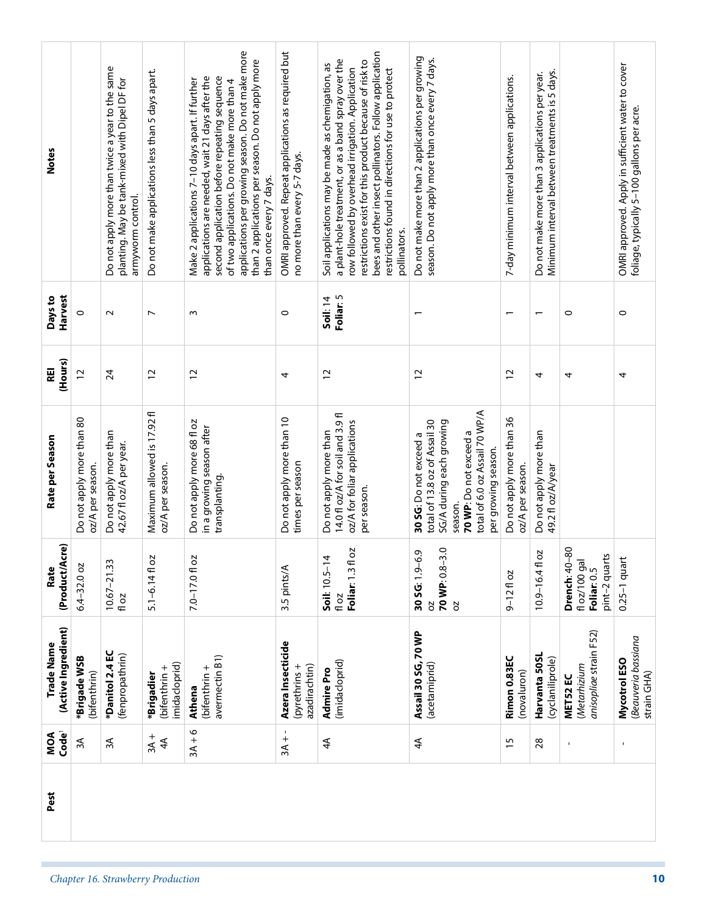| Pest | MOA Code[1] | Trade Name (Active Ingredient) | Rate (Product/Acre) | Rate per Season | REI (Hours) | Days to Harvest | Notes |
|---|---|---|---|---|---|---|---|
| | 3A | ***Brigade WSB** (bifenthrin) | 6.4–32.0 oz | Do not apply more than 80 oz/A per season. | 12 | 0 | |
| | 3A | ***Danitol 2.4 EC** (fenpropathrin) | 10.67–21.33 fl oz | Do not apply more than 42.67 fl oz/A per year. | 24 | 2 | Do not apply more than twice a year to the same planting. May be tank-mixed with Dipel DF for armyworm control. |
| | 3A + 4A | ***Brigadier** (bifenthrin + imidacloprid) | 5.1–6.14 fl oz | Maximum allowed is 17.92 fl oz/A per season. | 12 | 7 | Do not make applications less than 5 days apart. |
| | 3A + 6 | **Athena** (bifenthrin + avermectin B1) | 7.0–17.0 fl oz | Do not apply more 68 fl oz in a growing season after transplanting. | 12 | 3 | Make 2 applications 7–10 days apart. If further applications are needed, wait 21 days after the second application before repeating sequence of two applications. Do not make more than 4 applications per growing season. Do not make more than 2 applications per season. Do not apply more than once every 7 days. |
| | 3A + - | **Azera Insecticide** (pyrethrins + azadirachtin) | 3.5 pints/A | Do not apply more than 10 times per season | 4 | 0 | OMRI approved. Repeat applications as required but no more than every 5-7 days. |
| | 4A | **Admire Pro** (imidacloprid) | **Soil**: 10.5–14 fl oz<br>**Foliar**: 1.3 fl oz | Do not apply more than 14.0 fl oz/A for soil and 3.9 fl oz/A for foliar applications per season. | 12 | **Soil**: 14<br>**Foliar**: 5 | Soil applications may be made as chemigation, as a plant-hole treatment, or as a band spray over the row followed by overhead irrigation. Application restrictions exist for this product because of risk to bees and other insect pollinators. Follow application restrictions found in directions for use to protect pollinators. |
| | 4A | **Assail 30 SG, 70 WP** (acetamiprid) | **30 SG**: 1.9–6.9 oz<br>**70 WP**: 0.8–3.0 oz | **30 SG**: Do not exceed a total of 13.8 oz of Assail 30 SG/A during each growing season.<br>**70 WP**: Do not exceed a total of 6.0 oz Assail 70 WP/A per growing season. | 12 | 1 | Do not make more than 2 applications per growing season. Do not apply more than once every 7 days. |
| | 15 | **Rimon 0.83EC** (novaluron) | 9–12 fl oz | Do not apply more than 36 oz/A per season. | 12 | 1 | 7-day minimum interval between applications. |
| | 28 | **Harvanta 50SL** (cyclaniliprole) | 10.9–16.4 fl oz | Do not apply more than 49.2 fl oz/A/year | 4 | 1 | Do not make more than 3 applications per year. Minimum interval between treatments is 5 days. |
| | - | **MET52 EC** (*Metarhizium anisopliae* strain F52) | **Drench**: 40–80 fl oz/100 gal<br>**Foliar**: 0.5 pint–2 quarts | | 4 | 0 | |
| | - | **Mycotrol ESO** (*Beauveria bassiana* strain GHA) | 0.25–1 quart | | 4 | 0 | OMRI approved. Apply in sufficient water to cover foliage, typically 5–100 gallons per acre. |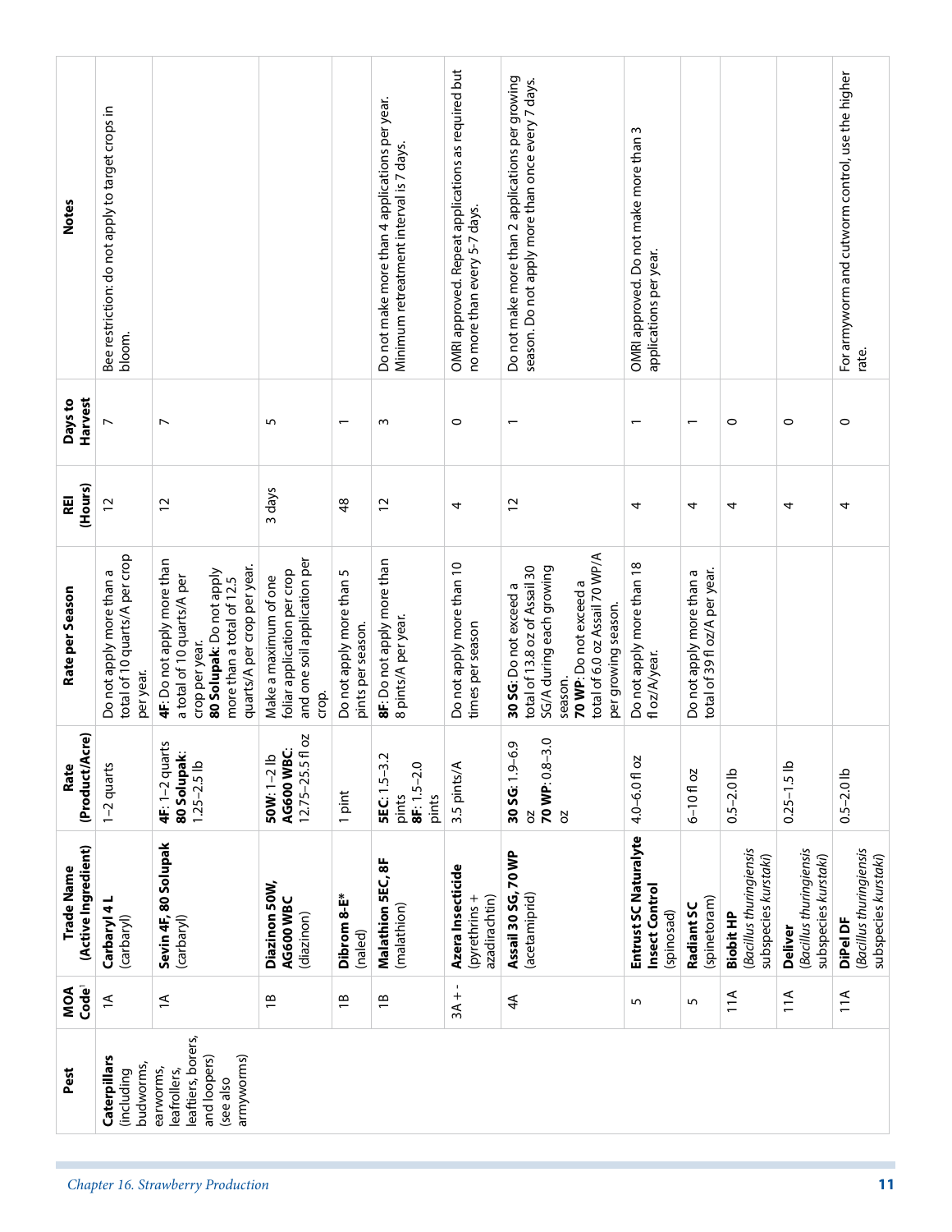| Pest | MOA Code[1] | Trade Name (Active Ingredient) | Rate (Product/Acre) | Rate per Season | REI (Hours) | Days to Harvest | Notes |
|---|---|---|---|---|---|---|---|
| **Caterpillars** (including budworms, earworms, leafrollers, leaftiers, borers, and loopers) (see also armyworms) | 1A | **Carbaryl 4 L** (carbaryl) | 1–2 quarts | Do not apply more than a total of 10 quarts/A per crop per year. | 12 | 7 | Bee restriction: do not apply to target crops in bloom. |
| | 1A | **Sevin 4F, 80 Solupak** (carbaryl) | **4F**: 1–2 quarts **80 Solupak**: 1.25–2.5 lb | **4F**: Do not apply more than a total of 10 quarts/A per crop per year. **80 Solupak**: Do not apply more than a total of 12.5 quarts/A per crop per year. | 12 | 7 | |
| | 1B | **Diazinon 50W, AG600 WBC** (diazinon) | **50W**: 1–2 lb **AG600 WBC**: 12.75–25.5 fl oz | Make a maximum of one foliar application per crop and one soil application per crop. | 3 days | 5 | |
| | 1B | **Dibrom 8-E*** (naled) | 1 pint | Do not apply more than 5 pints per season. | 48 | 1 | |
| | 1B | **Malathion 5EC, 8F** (malathion) | **5EC**: 1.5–3.2 pints **8F**: 1.5–2.0 pints | **8F**: Do not apply more than 8 pints/A per year. | 12 | 3 | Do not make more than 4 applications per year. Minimum retreatment interval is 7 days. |
| | 3A + - | **Azera Insecticide** (pyrethrins + azadirachtin) | 3.5 pints/A | Do not apply more than 10 times per season | 4 | 0 | OMRI approved. Repeat applications as required but no more than every 5-7 days. |
| | 4A | **Assail 30 SG, 70 WP** (acetamiprid) | **30 SG**: 1.9–6.9 oz **70 WP**: 0.8–3.0 oz | **30 SG**: Do not exceed a total of 13.8 oz of Assail 30 SG/A during each growing season. **70 WP**: Do not exceed a total of 6.0 oz Assail 70 WP/A per growing season. | 12 | 1 | Do not make more than 2 applications per growing season. Do not apply more than once every 7 days. |
| | 5 | **Entrust SC Naturalyte Insect Control** (spinosad) | 4.0–6.0 fl oz | Do not apply more than 18 fl oz/A/year. | 4 | 1 | OMRI approved. Do not make more than 3 applications per year. |
| | 5 | **Radiant SC** (spinetoram) | 6–10 fl oz | Do not apply more than a total of 39 fl oz/A per year. | 4 | 1 | |
| | 11A | **Biobit HP** (*Bacillus thuringiensis* subspecies *kurstaki*) | 0.5–2.0 lb | | 4 | 0 | |
| | 11A | **Deliver** (*Bacillus thuringiensis* subspecies *kurstaki*) | 0.25–1.5 lb | | 4 | 0 | |
| | 11A | **DiPel DF** (*Bacillus thuringiensis* subspecies *kurstaki*) | 0.5–2.0 lb | | 4 | 0 | For armyworm and cutworm control, use the higher rate. |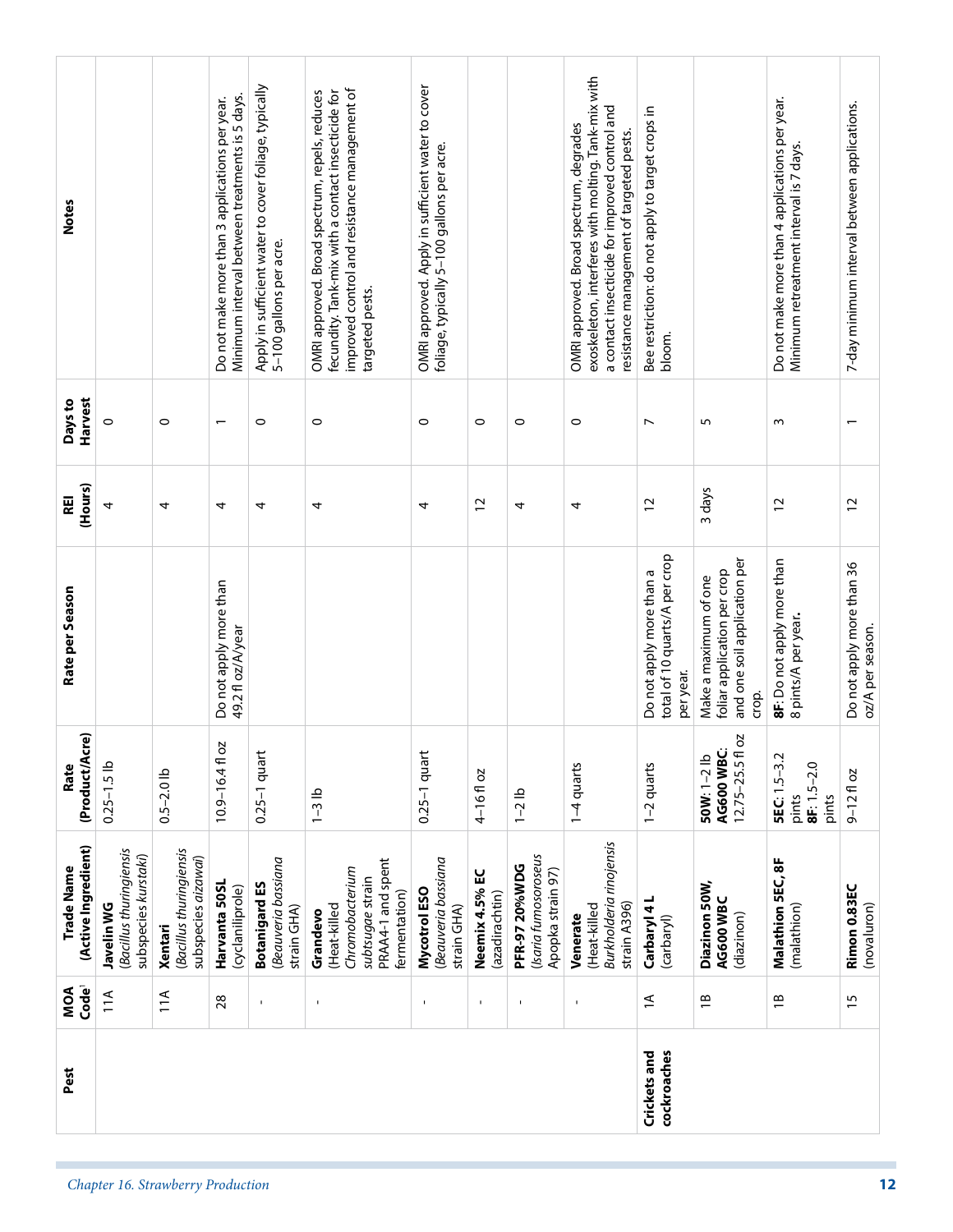| Pest | MOA Code[1] | Trade Name (Active Ingredient) | Rate (Product/Acre) | Rate per Season | REI (Hours) | Days to Harvest | Notes |
|---|---|---|---|---|---|---|---|
| | 11A | **Javelin WG** (*Bacillus thuringiensis* subspecies *kurstaki*) | 0.25–1.5 lb | | 4 | 0 | |
| | 11A | **Xentari** (*Bacillus thuringiensis* subspecies *aizawai*) | 0.5–2.0 lb | | 4 | 0 | |
| | 28 | **Harvanta 50SL** (cyclaniliprole) | 10.9–16.4 fl oz | Do not apply more than 49.2 fl oz/A/year | 4 | 1 | Do not make more than 3 applications per year. Minimum interval between treatments is 5 days. |
| | - | **Botanigard ES** (*Beauveria bassiana* strain GHA) | 0.25–1 quart | | 4 | 0 | Apply in sufficient water to cover foliage, typically 5–100 gallons per acre. |
| | - | **Grandevo** (Heat-killed *Chromobacterium subtsugae* strain PRAA4-1 and spent fermentation) | 1–3 lb | | 4 | 0 | OMRI approved. Broad spectrum, repels, reduces fecundity. Tank-mix with a contact insecticide for improved control and resistance management of targeted pests. |
| | - | **Mycotrol ESO** (*Beauveria bassiana* strain GHA) | 0.25–1 quart | | 4 | 0 | OMRI approved. Apply in sufficient water to cover foliage, typically 5–100 gallons per acre. |
| | - | **Neemix 4.5% EC** (azadirachtin) | 4–16 fl oz | | 12 | 0 | |
| | - | **PFR-97 20%WDG** (*Isaria fumosoroseus* Apopka strain 97) | 1–2 lb | | 4 | 0 | |
| | - | **Venerate** (Heat-killed *Burkholderia rinojensis* strain A396) | 1–4 quarts | | 4 | 0 | OMRI approved. Broad spectrum, degrades exoskeleton, interferes with molting. Tank-mix with a contact insecticide for improved control and resistance management of targeted pests. |
| **Crickets and cockroaches** | 1A | **Carbaryl 4 L** (carbaryl) | 1–2 quarts | Do not apply more than a total of 10 quarts/A per crop per year. | 12 | 7 | Bee restriction: do not apply to target crops in bloom. |
| | 1B | **Diazinon 50W, AG600 WBC** (diazinon) | **50W**: 1–2 lb **AG600 WBC**: 12.75–25.5 fl oz | Make a maximum of one foliar application per crop and one soil application per crop. | 3 days | 5 | |
| | 1B | **Malathion 5EC, 8F** (malathion) | **5EC**: 1.5–3.2 pints **8F**: 1.5–2.0 pints | **8F**: Do not apply more than 8 pints/A per year. | 12 | 3 | Do not make more than 4 applications per year. Minimum retreatment interval is 7 days. |
| | 15 | **Rimon 0.83EC** (novaluron) | 9–12 fl oz | Do not apply more than 36 oz/A per season. | 12 | 1 | 7-day minimum interval between applications. |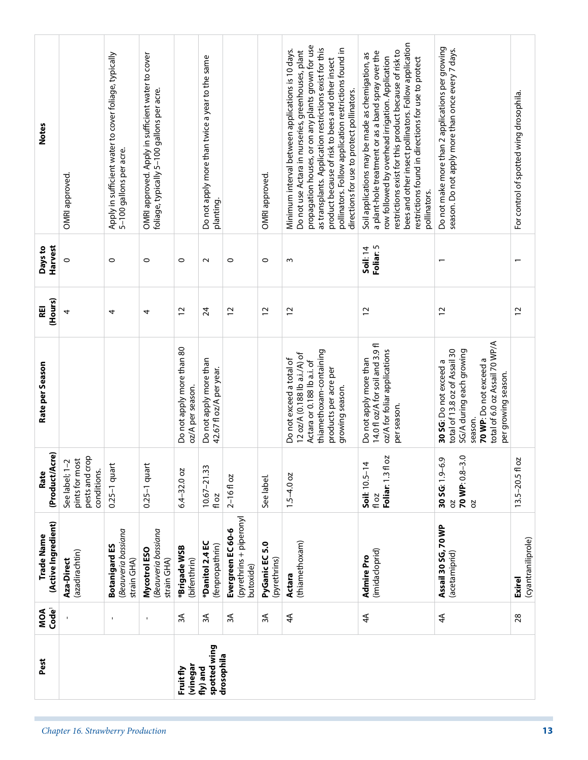| Pest | MOA Code[1] | Trade Name (Active Ingredient) | Rate (Product/Acre) | Rate per Season | REI (Hours) | Days to Harvest | Notes |
|---|---|---|---|---|---|---|---|
| | - | **Aza-Direct** (azadirachtin) | See label; 1–2 pints for most pests and crop conditions. | | 4 | 0 | OMRI approved. |
| | - | **Botanigard ES** (*Beauveria bassiana* strain GHA) | 0.25–1 quart | | 4 | 0 | Apply in sufficient water to cover foliage, typically 5–100 gallons per acre. |
| | - | **Mycotrol ESO** (*Beauveria bassiana* strain GHA) | 0.25–1 quart | | 4 | 0 | OMRI approved. Apply in sufficient water to cover foliage, typically 5–100 gallons per acre. |
| **Fruit fly (vinegar fly) and spotted wing drosophila** | 3A | ***Brigade WSB** (bifenthrin) | 6.4–32.0 oz | Do not apply more than 80 oz/A per season. | 12 | 0 | |
| | 3A | ***Danitol 2.4 EC** (fenpropathrin) | 10.67–21.33 fl oz | Do not apply more than 42.67 fl oz/A per year. | 24 | 2 | Do not apply more than twice a year to the same planting. |
| | 3A | **Evergreen EC 60-6** (pyrethrins + piperonyl butoxide) | 2–16 fl oz | | 12 | 0 | |
| | 3A | **PyGanic EC 5.0** (pyrethrins) | See label. | | 12 | 0 | OMRI approved. |
| | 4A | **Actara** (thiamethoxam) | 1.5–4.0 oz | Do not exceed a total of 12 oz/A (0.188 lb a.i./A) of Actara or 0.188 lb a.i. of thiamethoxam-containing products per acre per growing season. | 12 | 3 | Minimum interval between applications is 10 days. Do not use Actara in nurseries, greenhouses, plant propagation houses, or on any plants grown for use as transplants. Application restrictions exist for this product because of risk to bees and other insect pollinators. Follow application restrictions found in directions for use to protect pollinators. |
| | 4A | **Admire Pro** (imidacloprid) | **Soil**: 10.5–14 fl oz<br>**Foliar**: 1.3 fl oz | Do not apply more than 14.0 fl oz/A for soil and 3.9 fl oz/A for foliar applications per season. | 12 | **Soil**: 14<br>**Foliar**: 5 | Soil applications may be made as chemigation, as a plant-hole treatment or as a band spray over the row followed by overhead irrigation. Application restrictions exist for this product because of risk to bees and other insect pollinators. Follow application restrictions found in directions for use to protect pollinators. |
| | 4A | **Assail 30 SG, 70 WP** (acetamiprid) | **30 SG**: 1.9–6.9 oz<br>**70 WP**: 0.8–3.0 oz | **30 SG**: Do not exceed a total of 13.8 oz of Assail 30 SG/A during each growing season.<br>**70 WP**: Do not exceed a total of 6.0 oz Assail 70 WP/A per growing season. | 12 | 1 | Do not make more than 2 applications per growing season. Do not apply more than once every 7 days. |
| | 28 | **Exirel** (cyantraniliprole) | 13.5–20.5 fl oz | | 12 | 1 | For control of spotted wing drosophila. |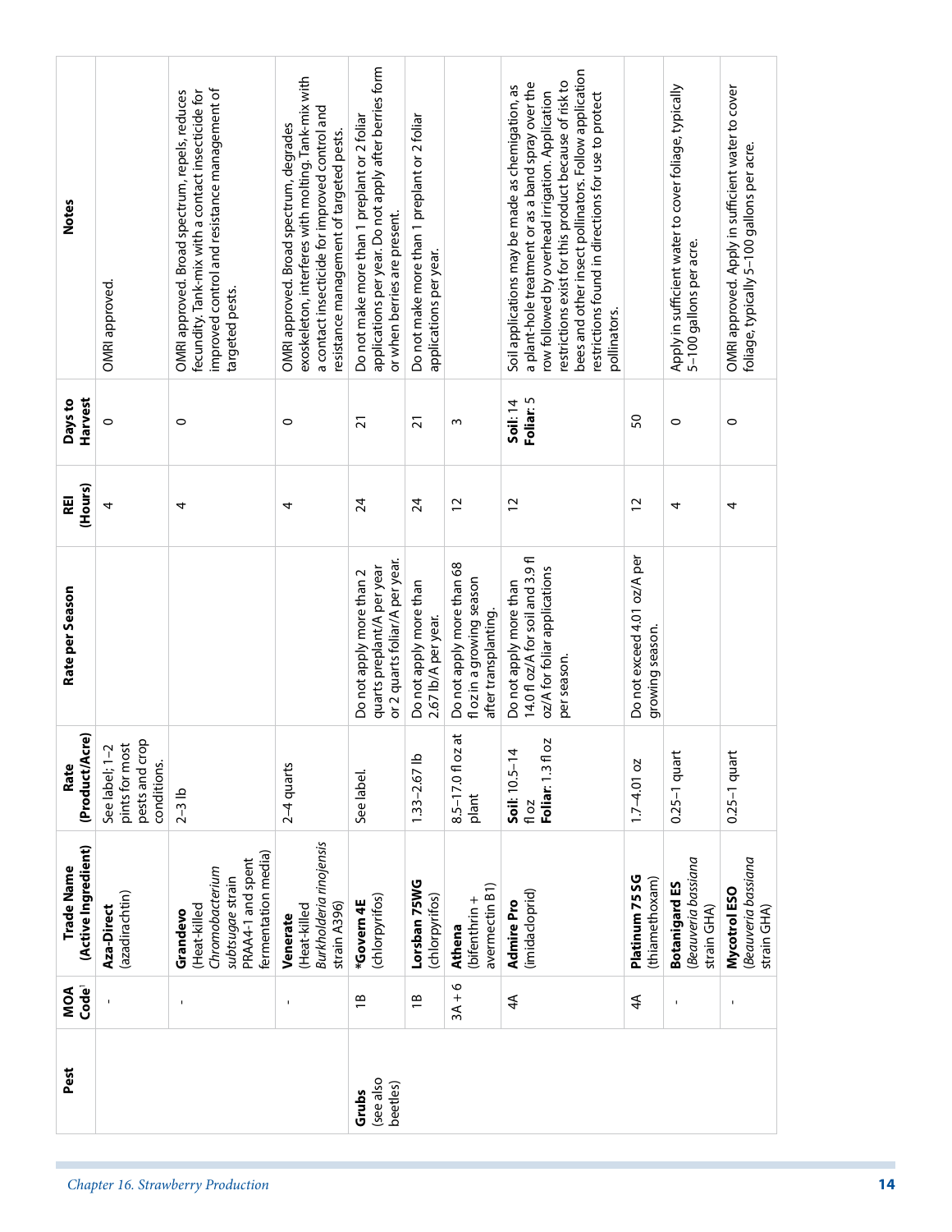| Pest | MOA Code[1] | Trade Name (Active Ingredient) | Rate (Product/Acre) | Rate per Season | REI (Hours) | Days to Harvest | Notes |
|---|---|---|---|---|---|---|---|
| | - | **Aza-Direct** (azadirachtin) | See label; 1–2 pints for most pests and crop conditions. | | 4 | 0 | OMRI approved. |
| | - | **Grandevo** (Heat-killed *Chromobacterium subtsugae* strain PRAA4-1 and spent fermentation media) | 2–3 lb | | 4 | 0 | OMRI approved. Broad spectrum, repels, reduces fecundity. Tank-mix with a contact insecticide for improved control and resistance management of targeted pests. |
| | - | **Venerate** (Heat-killed *Burkholderia rinojensis* strain A396) | 2–4 quarts | | 4 | 0 | OMRI approved. Broad spectrum, degrades exoskeleton, interferes with molting. Tank-mix with a contact insecticide for improved control and resistance management of targeted pests. |
| Grubs (see also beetles) | 1B | ***Govern 4E** (chlorpyrifos) | See label. | Do not apply more than 2 quarts preplant/A per year or 2 quarts foliar/A per year. | 24 | 21 | Do not make more than 1 preplant or 2 foliar applications per year. Do not apply after berries form or when berries are present. |
| | 1B | **Lorsban 75WG** (chlorpyrifos) | 1.33–2.67 lb | Do not apply more than 2.67 lb/A per year. | 24 | 21 | Do not make more than 1 preplant or 2 foliar applications per year. |
| | 3A + 6 | **Athena** (bifenthrin + avermectin B1) | 8.5–17.0 fl oz at plant | Do not apply more than 68 fl oz in a growing season after transplanting. | 12 | 3 | |
| | 4A | **Admire Pro** (imidacloprid) | **Soil**: 10.5–14 fl oz **Foliar**: 1.3 fl oz | Do not apply more than 14.0 fl oz/A for soil and 3.9 fl oz/A for foliar applications per season. | 12 | **Soil**: 14 **Foliar**: 5 | Soil applications may be made as chemigation, as a plant-hole treatment or as a band spray over the row followed by overhead irrigation. Application restrictions exist for this product because of risk to bees and other insect pollinators. Follow application restrictions found in directions for use to protect pollinators. |
| | 4A | **Platinum 75 SG** (thiamethoxam) | 1.7–4.01 oz | Do not exceed 4.01 oz/A per growing season. | 12 | 50 | |
| | - | **Botanigard ES** (*Beauveria bassiana* strain GHA) | 0.25–1 quart | | 4 | 0 | Apply in sufficient water to cover foliage, typically 5–100 gallons per acre. |
| | - | **Mycotrol ESO** (*Beauveria bassiana* strain GHA) | 0.25–1 quart | | 4 | 0 | OMRI approved. Apply in sufficient water to cover foliage, typically 5–100 gallons per acre. |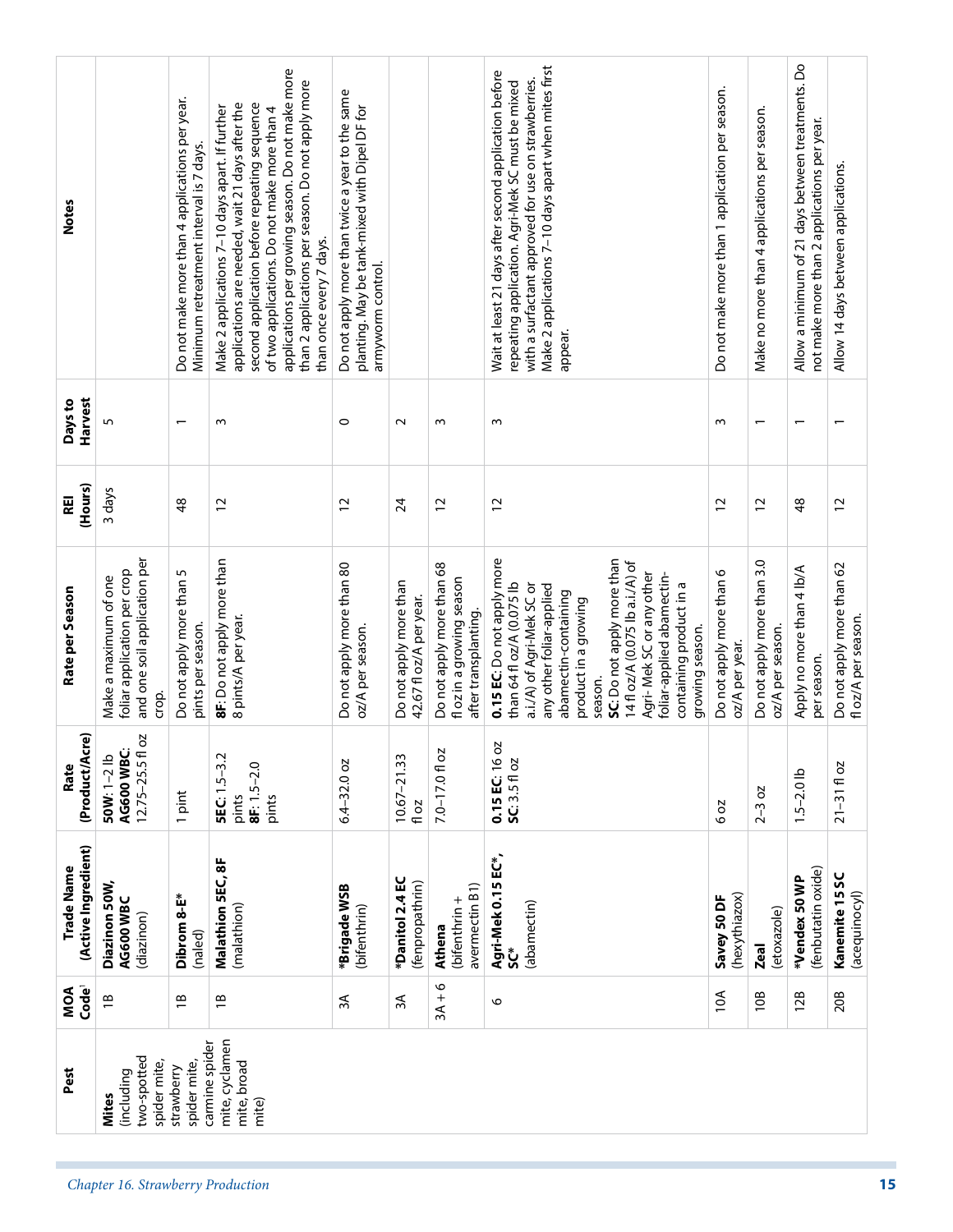| Pest | MOA Code[1] | Trade Name (Active Ingredient) | Rate (Product/Acre) | Rate per Season | REI (Hours) | Days to Harvest | Notes |
|---|---|---|---|---|---|---|---|
| **Mites** (including two-spotted spider mite, strawberry spider mite, carmine spider mite, cyclamen mite, broad mite) | 1B | **Diazinon 50W, AG600 WBC** (diazinon) | **50W**: 1–2 lb **AG600 WBC**: 12.75–25.5 fl oz | Make a maximum of one foliar application per crop and one soil application per crop. | 3 days | 5 | |
| | 1B | **Dibrom 8-E*** (naled) | 1 pint | Do not apply more than 5 pints per season. | 48 | 1 | Do not make more than 4 applications per year. Minimum retreatment interval is 7 days. |
| | 1B | **Malathion 5EC, 8F** (malathion) | **5EC**: 1.5–3.2 pints **8F**: 1.5–2.0 pints | **8F**: Do not apply more than 8 pints/A per year. | 12 | 3 | Make 2 applications 7–10 days apart. If further applications are needed, wait 21 days after the second application before repeating sequence of two applications. Do not make more than 4 applications per growing season. Do not make more than 2 applications per season. Do not apply more than once every 7 days. |
| | 3A | ***Brigade WSB** (bifenthrin) | 6.4–32.0 oz | Do not apply more than 80 oz/A per season. | 12 | 0 | Do not apply more than twice a year to the same planting. May be tank-mixed with Dipel DF for armyworm control. |
| | 3A | ***Danitol 2.4 EC** (fenpropathrin) | 10.67–21.33 fl oz | Do not apply more than 42.67 fl oz/A per year. | 24 | 2 | |
| | 3A + 6 | **Athena** (bifenthrin + avermectin B1) | 7.0–17.0 fl oz | Do not apply more than 68 fl oz in a growing season after transplanting. | 12 | 3 | |
| | 6 | **Agri-Mek 0.15 EC*, SC*** (abamectin) | **0.15 EC**: 16 oz **SC**: 3.5 fl oz | **0.15 EC**: Do not apply more than 64 fl oz/A (0.075 lb a.i./A) of Agri-Mek SC or any other foliar-applied abamectin-containing product in a growing season. **SC**: Do not apply more than 14 fl oz/A (0.075 lb a.i./A) of Agri- Mek SC or any other foliar-applied abamectin-containing product in a growing season. | 12 | 3 | Wait at least 21 days after second application before repeating application. Agri-Mek SC must be mixed with a surfactant approved for use on strawberries. Make 2 applications 7–10 days apart when mites first appear. |
| | 10A | **Savey 50 DF** (hexythiazox) | 6 oz | Do not apply more than 6 oz/A per year. | 12 | 3 | Do not make more than 1 application per season. |
| | 10B | **Zeal** (etoxazole) | 2–3 oz | Do not apply more than 3.0 oz/A per season. | 12 | 1 | Make no more than 4 applications per season. |
| | 12B | ***Vendex 50 WP** (fenbutatin oxide) | 1.5–2.0 lb | Apply no more than 4 lb/A per season. | 48 | 1 | Allow a minimum of 21 days between treatments. Do not make more than 2 applications per year. |
| | 20B | **Kanemite 15 SC** (acequinocyl) | 21–31 fl oz | Do not apply more than 62 fl oz/A per season. | 12 | 1 | Allow 14 days between applications. |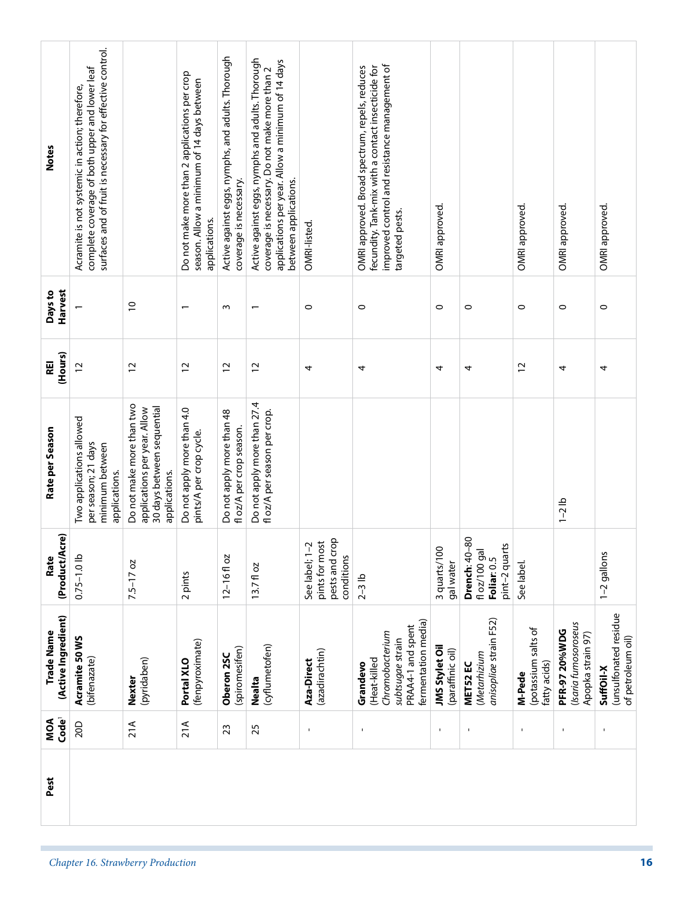| Pest | MOA Code[1] | Trade Name (Active Ingredient) | Rate (Product/Acre) | Rate per Season | REI (Hours) | Days to Harvest | Notes |
|---|---|---|---|---|---|---|---|
| | 20D | **Acramite 50 WS** (bifenazate) | 0.75–1.0 lb | Two applications allowed per season; 21 days minimum between applications. | 12 | 1 | Acramite is not systemic in action; therefore, complete coverage of both upper and lower leaf surfaces and of fruit is necessary for effective control. |
| | 21A | **Nexter** (pyridaben) | 7.5–17 oz | Do not make more than two applications per year. Allow 30 days between sequential applications. | 12 | 10 | |
| | 21A | **Portal XLO** (fenpyroximate) | 2 pints | Do not apply more than 4.0 pints/A per crop cycle. | 12 | 1 | Do not make more than 2 applications per crop season. Allow a minimum of 14 days between applications. |
| | 23 | **Oberon 2SC** (spiromesifen) | 12–16 fl oz | Do not apply more than 48 fl oz/A per crop season. | 12 | 3 | Active against eggs, nymphs, and adults. Thorough coverage is necessary. |
| | 25 | **Nealta** (cyflumetofen) | 13.7 fl oz | Do not apply more than 27.4 fl oz/A per season per crop. | 12 | 1 | Active against eggs, nymphs and adults. Thorough coverage is necessary. Do not make more than 2 applications per year. Allow a minimum of 14 days between applications. |
| | - | **Aza-Direct** (azadirachtin) | See label; 1–2 pints for most pests and crop conditions | | 4 | 0 | OMRI-listed. |
| | - | **Grandevo** (Heat-killed *Chromobacterium subtsugae* strain PRAA4-1 and spent fermentation media) | 2–3 lb | | 4 | 0 | OMRI approved. Broad spectrum, repels, reduces fecundity. Tank-mix with a contact insecticide for improved control and resistance management of targeted pests. |
| | - | **JMS Stylet Oil** (paraffinic oil) | 3 quarts/100 gal water | | 4 | 0 | OMRI approved. |
| | - | **MET52 EC** (*Metarhizium anisopliae* strain F52) | **Drench**: 40–80 fl oz/100 gal **Foliar**: 0.5 pint–2 quarts | | 4 | 0 | |
| | - | **M-Pede** (potassium salts of fatty acids) | See label. | | 12 | 0 | OMRI approved. |
| | - | **PFR-97 20%WDG** (*Isaria fumosoroseus* Apopka strain 97) | | 1–2 lb | 4 | 0 | OMRI approved. |
| | - | **SuffOil-X** (unsulfonated residue of petroleum oil) | 1–2 gallons | | 4 | 0 | OMRI approved. |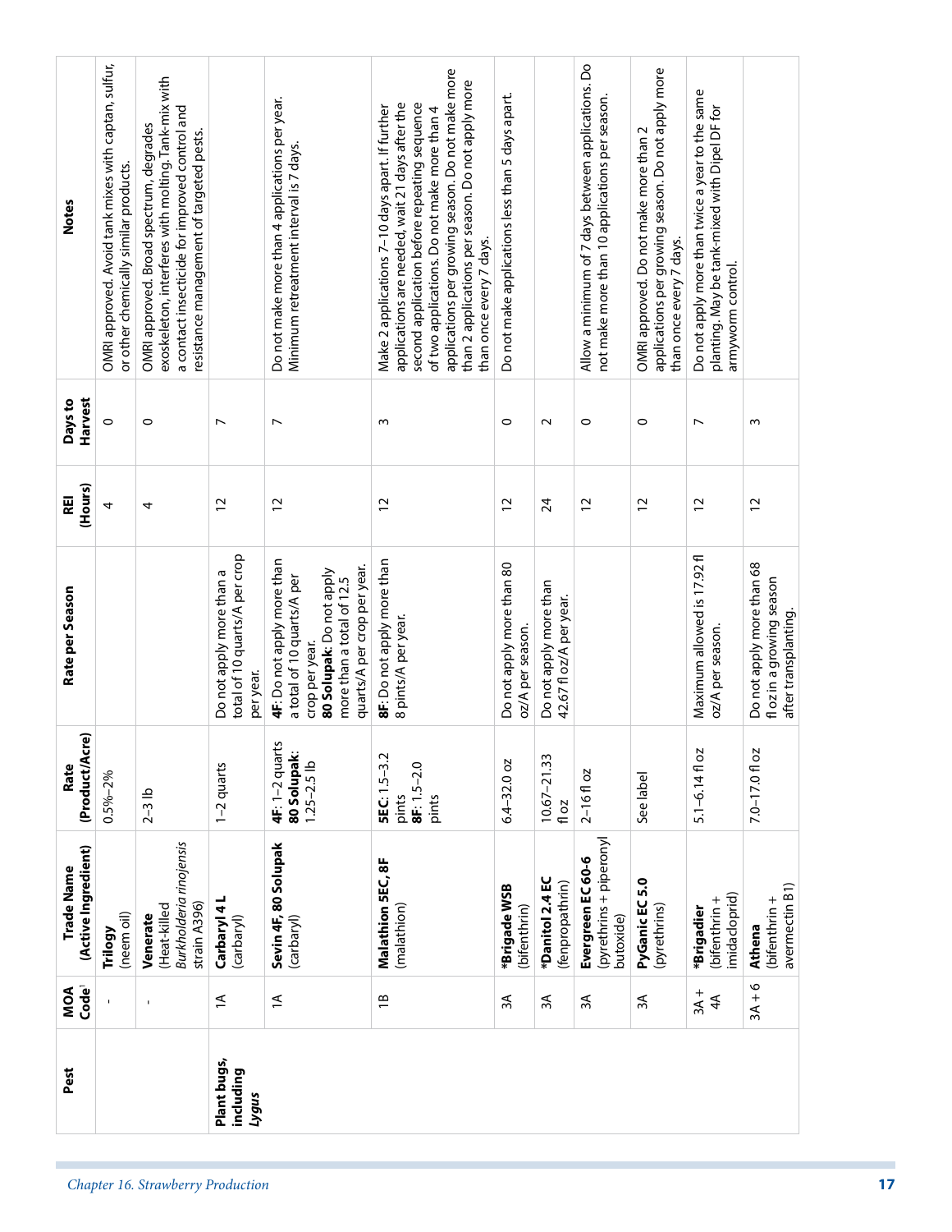| Pest | MOA Code[1] | Trade Name (Active Ingredient) | Rate (Product/Acre) | Rate per Season | REI (Hours) | Days to Harvest | Notes |
|---|---|---|---|---|---|---|---|
| | - | **Trilogy** (neem oil) | 0.5%–2% | | 4 | 0 | OMRI approved. Avoid tank mixes with captan, sulfur, or other chemically similar products. |
| | - | **Venerate** (Heat-killed *Burkholderia rinojensis* strain A396) | 2–3 lb | | 4 | 0 | OMRI approved. Broad spectrum, degrades exoskeleton, interferes with molting. Tank-mix with a contact insecticide for improved control and resistance management of targeted pests. |
| **Plant bugs, including *Lygus*** | 1A | **Carbaryl 4 L** (carbaryl) | 1–2 quarts | Do not apply more than a total of 10 quarts/A per crop per year. | 12 | 7 | |
| | 1A | **Sevin 4F, 80 Solupak** (carbaryl) | **4F**: 1–2 quarts **80 Solupak**: 1.25–2.5 lb | **4F**: Do not apply more than a total of 10 quarts/A per crop per year. **80 Solupak**: Do not apply more than a total of 12.5 quarts/A per crop per year. | 12 | 7 | Do not make more than 4 applications per year. Minimum retreatment interval is 7 days. |
| | 1B | **Malathion 5EC, 8F** (malathion) | **5EC**: 1.5–3.2 pints **8F**: 1.5–2.0 pints | **8F**: Do not apply more than 8 pints/A per year. | 12 | 3 | Make 2 applications 7–10 days apart. If further applications are needed, wait 21 days after the second application before repeating sequence of two applications. Do not make more than 4 applications per growing season. Do not make more than 2 applications per season. Do not apply more than once every 7 days. |
| | 3A | ***Brigade WSB** (bifenthrin) | 6.4–32.0 oz | Do not apply more than 80 oz/A per season. | 12 | 0 | Do not make applications less than 5 days apart. |
| | 3A | ***Danitol 2.4 EC** (fenpropathrin) | 10.67–21.33 fl oz | Do not apply more than 42.67 fl oz/A per year. | 24 | 2 | |
| | 3A | **Evergreen EC 60-6** (pyrethrins + piperonyl butoxide) | 2–16 fl oz | | 12 | 0 | Allow a minimum of 7 days between applications. Do not make more than 10 applications per season. |
| | 3A | **PyGanic EC 5.0** (pyrethrins) | See label | | 12 | 0 | OMRI approved. Do not make more than 2 applications per growing season. Do not apply more than once every 7 days. |
| | 3A + 4A | ***Brigadier** (bifenthrin + imidacloprid) | 5.1–6.14 fl oz | Maximum allowed is 17.92 fl oz/A per season. | 12 | 7 | Do not apply more than twice a year to the same planting. May be tank-mixed with Dipel DF for armyworm control. |
| | 3A + 6 | **Athena** (bifenthrin + avermectin B1) | 7.0–17.0 fl oz | Do not apply more than 68 fl oz in a growing season after transplanting. | 12 | 3 | |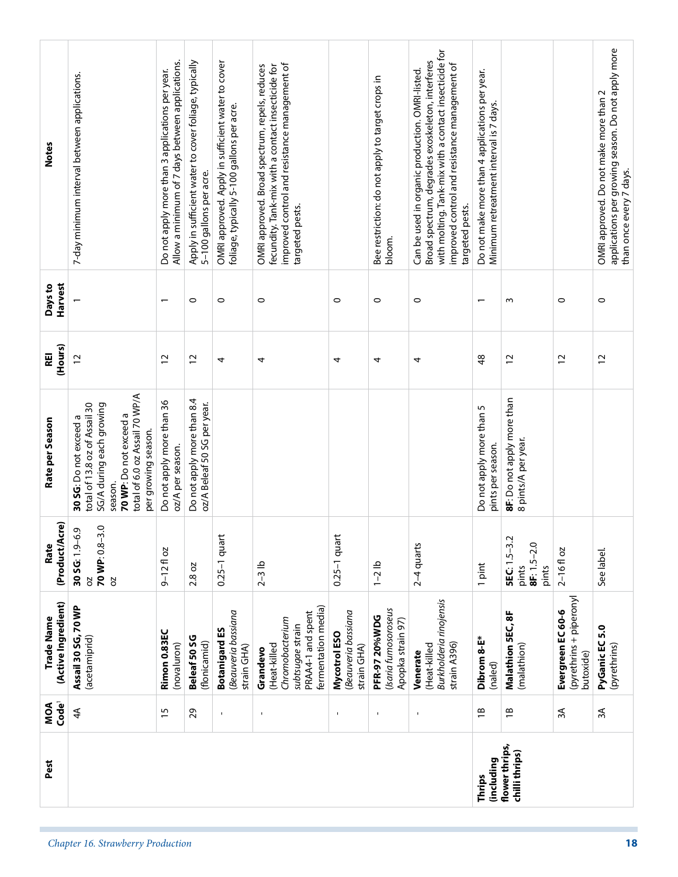| Pest | MOA Code[1] | Trade Name (Active Ingredient) | Rate (Product/Acre) | Rate per Season | REI (Hours) | Days to Harvest | Notes |
|---|---|---|---|---|---|---|---|
| | 4A | **Assail 30 SG, 70 WP** (acetamiprid) | **30 SG**: 1.9–6.9 oz **70 WP**: 0.8–3.0 oz | **30 SG**: Do not exceed a total of 13.8 oz of Assail 30 SG/A during each growing season. **70 WP**: Do not exceed a total of 6.0 oz Assail 70 WP/A per growing season. | 12 | 1 | 7-day minimum interval between applications. |
| | 15 | **Rimon 0.83EC** (novaluron) | 9–12 fl oz | Do not apply more than 36 oz/A per season. | 12 | 1 | Do not apply more than 3 applications per year. Allow a minimum of 7 days between applications. |
| | 29 | **Beleaf 50 SG** (flonicamid) | 2.8 oz | Do not apply more than 8.4 oz/A Beleaf 50 SG per year. | 12 | 0 | Apply in sufficient water to cover foliage, typically 5–100 gallons per acre. |
| | - | **Botanigard ES** (*Beauveria bassiana* strain GHA) | 0.25–1 quart | | 4 | 0 | OMRI approved. Apply in sufficient water to cover foliage, typically 5-100 gallons per acre. |
| | - | **Grandevo** (Heat-killed *Chromobacterium subtsugae* strain PRAA4-1 and spent fermentation media) | 2–3 lb | | 4 | 0 | OMRI approved. Broad spectrum, repels, reduces fecundity. Tank-mix with a contact insecticide for improved control and resistance management of targeted pests. |
| | - | **Mycotrol ESO** (*Beauveria bassiana* strain GHA) | 0.25–1 quart | | 4 | 0 | |
| | - | **PFR-97 20%WDG** (*Isaria fumosoroseus* Apopka strain 97) | 1–2 lb | | 4 | 0 | Bee restriction: do not apply to target crops in bloom. |
| | - | **Venerate** (Heat-killed *Burkholderia rinojensis* strain A396) | 2–4 quarts | | 4 | 0 | Can be used in organic production. OMRI-listed. Broad spectrum, degrades exoskeleton, interferes with molting. Tank-mix with a contact insecticide for improved control and resistance management of targeted pests. |
| **Thrips (including flower thrips, chilli thrips)** | 1B | **Dibrom 8-E*** (naled) | 1 pint | Do not apply more than 5 pints per season. | 48 | 1 | Do not make more than 4 applications per year. Minimum retreatment interval is 7 days. |
| | 1B | **Malathion 5EC, 8F** (malathion) | **5EC**: 1.5–3.2 pints **8F**: 1.5–2.0 pints | **8F**: Do not apply more than 8 pints/A per year. | 12 | 3 | |
| | 3A | **Evergreen EC 60-6** (pyrethrins + piperonyl butoxide) | 2–16 fl oz | | 12 | 0 | |
| | 3A | **PyGanic EC 5.0** (pyrethrins) | See label. | | 12 | 0 | OMRI approved. Do not make more than 2 applications per growing season. Do not apply more than once every 7 days. |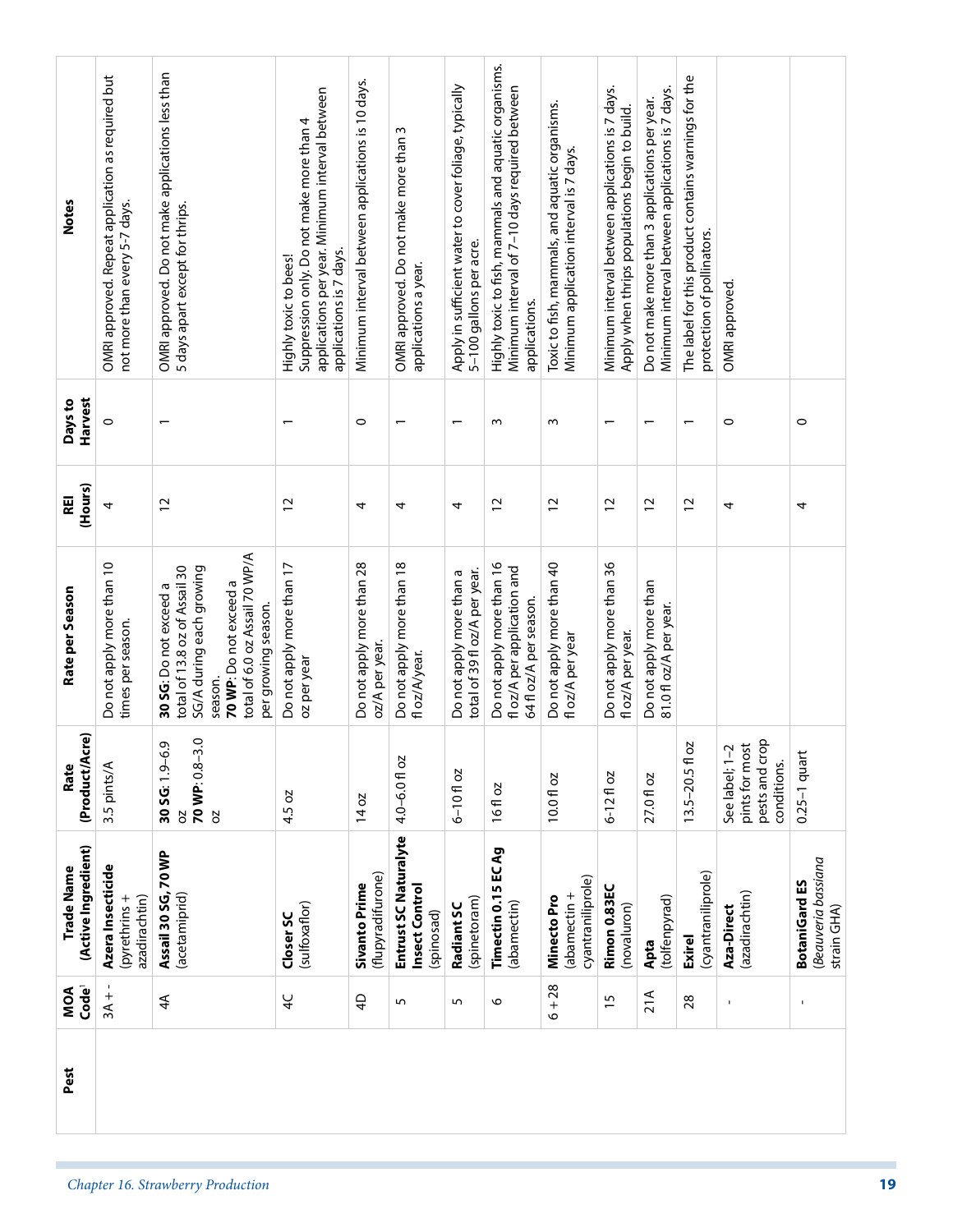| Pest | MOA Code[1] | Trade Name (Active Ingredient) | Rate (Product/Acre) | Rate per Season | REI (Hours) | Days to Harvest | Notes |
|---|---|---|---|---|---|---|---|
| | 3A + - | **Azera Insecticide** (pyrethrins + azadirachtin) | 3.5 pints/A | Do not apply more than 10 times per season. | 4 | 0 | OMRI approved. Repeat application as required but not more than every 5-7 days. |
| | 4A | **Assail 30 SG, 70 WP** (acetamiprid) | **30 SG**: 1.9–6.9 oz **70 WP**: 0.8–3.0 oz | **30 SG**: Do not exceed a total of 13.8 oz of Assail 30 SG/A during each growing season. **70 WP**: Do not exceed a total of 6.0 oz Assail 70 WP/A per growing season. | 12 | 1 | OMRI approved. Do not make applications less than 5 days apart except for thrips. |
| | 4C | **Closer SC** (sulfoxaflor) | 4.5 oz | Do not apply more than 17 oz per year | 12 | 1 | Highly toxic to bees! Suppression only. Do not make more than 4 applications per year. Minimum interval between applications is 7 days. |
| | 4D | **Sivanto Prime** (flupyradifurone) | 14 oz | Do not apply more than 28 oz/A per year. | 4 | 0 | Minimum interval between applications is 10 days. |
| | 5 | **Entrust SC Naturalyte Insect Control** (spinosad) | 4.0–6.0 fl oz | Do not apply more than 18 fl oz/A/year. | 4 | 1 | OMRI approved. Do not make more than 3 applications a year. |
| | 5 | **Radiant SC** (spinetoram) | 6–10 fl oz | Do not apply more than a total of 39 fl oz/A per year. | 4 | 1 | Apply in sufficient water to cover foliage, typically 5–100 gallons per acre. |
| | 6 | **Timectin 0.15 EC Ag** (abamectin) | 16 fl oz | Do not apply more than 16 fl oz/A per application and 64 fl oz/A per season. | 12 | 3 | Highly toxic to fish, mammals and aquatic organisms. Minimum interval of 7–10 days required between applications. |
| | 6 + 28 | **Minecto Pro** (abamectin + cyantraniliprole) | 10.0 fl oz | Do not apply more than 40 fl oz/A per year | 12 | 3 | Toxic to fish, mammals, and aquatic organisms. Minimum application interval is 7 days. |
| | 15 | **Rimon 0.83EC** (novaluron) | 6-12 fl oz | Do not apply more than 36 fl oz/A per year. | 12 | 1 | Minimum interval between applications is 7 days. Apply when thrips populations begin to build. |
| | 21A | **Apta** (tolfenpyrad) | 27.0 fl oz | Do not apply more than 81.0 fl oz/A per year. | 12 | 1 | Do not make more than 3 applications per year. Minimum interval between applications is 7 days. |
| | 28 | **Exirel** (cyantraniliprole) | 13.5–20.5 fl oz | | 12 | 1 | The label for this product contains warnings for the protection of pollinators. |
| | - | **Aza-Direct** (azadirachtin) | See label; 1–2 pints for most pests and crop conditions. | | 4 | 0 | OMRI approved. |
| | - | **BotaniGard ES** (*Beauveria bassiana* strain GHA) | 0.25–1 quart | | 4 | 0 | |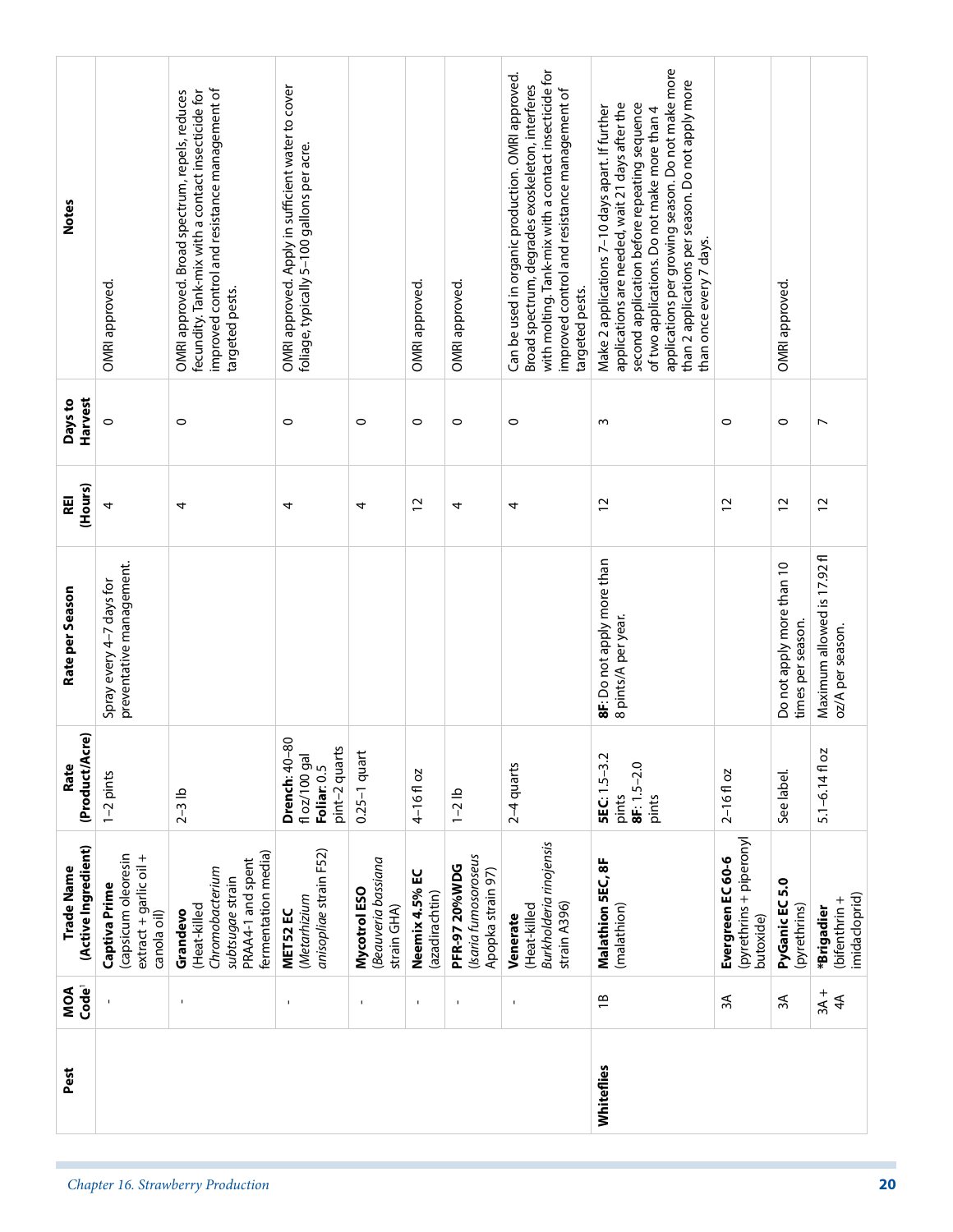| Pest | MOA Code[1] | Trade Name (Active Ingredient) | Rate (Product/Acre) | Rate per Season | REI (Hours) | Days to Harvest | Notes |
|---|---|---|---|---|---|---|---|
| | - | **Captiva Prime** (capsicum oleoresin extract + garlic oil + canola oil) | 1–2 pints | Spray every 4–7 days for preventative management. | 4 | 0 | OMRI approved. |
| | - | **Grandevo** (Heat-killed *Chromobacterium subtsugae* strain PRAA4-1 and spent fermentation media) | 2–3 lb | | 4 | 0 | OMRI approved. Broad spectrum, repels, reduces fecundity. Tank-mix with a contact insecticide for improved control and resistance management of targeted pests. |
| | - | **MET52 EC** (*Metarhizium anisopliae* strain F52) | **Drench**: 40–80 fl oz/100 gal **Foliar**: 0.5 pint–2 quarts | | 4 | 0 | OMRI approved. Apply in sufficient water to cover foliage, typically 5–100 gallons per acre. |
| | - | **Mycotrol ESO** (*Beauveria bassiana* strain GHA) | 0.25–1 quart | | 4 | 0 | |
| | - | **Neemix 4.5% EC** (azadirachtin) | 4–16 fl oz | | 12 | 0 | OMRI approved. |
| | - | **PFR-97 20%WDG** (*Isaria fumosoroseus* Apopka strain 97) | 1–2 lb | | 4 | 0 | OMRI approved. |
| | - | **Venerate** (Heat-killed *Burkholderia rinojensis* strain A396) | 2–4 quarts | | 4 | 0 | Can be used in organic production. OMRI approved. Broad spectrum, degrades exoskeleton, interferes with molting. Tank-mix with a contact insecticide for improved control and resistance management of targeted pests. |
| **Whiteflies** | 1B | **Malathion 5EC, 8F** (malathion) | **5EC**: 1.5–3.2 pints **8F**: 1.5–2.0 pints | **8F**: Do not apply more than 8 pints/A per year. | 12 | 3 | Make 2 applications 7–10 days apart. If further applications are needed, wait 21 days after the second application before repeating sequence of two applications. Do not make more than 4 applications per growing season. Do not make more than 2 applications per season. Do not apply more than once every 7 days. |
| | 3A | **Evergreen EC 60-6** (pyrethrins + piperonyl butoxide) | 2–16 fl oz | | 12 | 0 | |
| | 3A | **PyGanic EC 5.0** (pyrethrins) | See label. | Do not apply more than 10 times per season. | 12 | 0 | OMRI approved. |
| | 3A + 4A | ***Brigadier** (bifenthrin + imidacloprid) | 5.1–6.14 fl oz | Maximum allowed is 17.92 fl oz/A per season. | 12 | 7 | |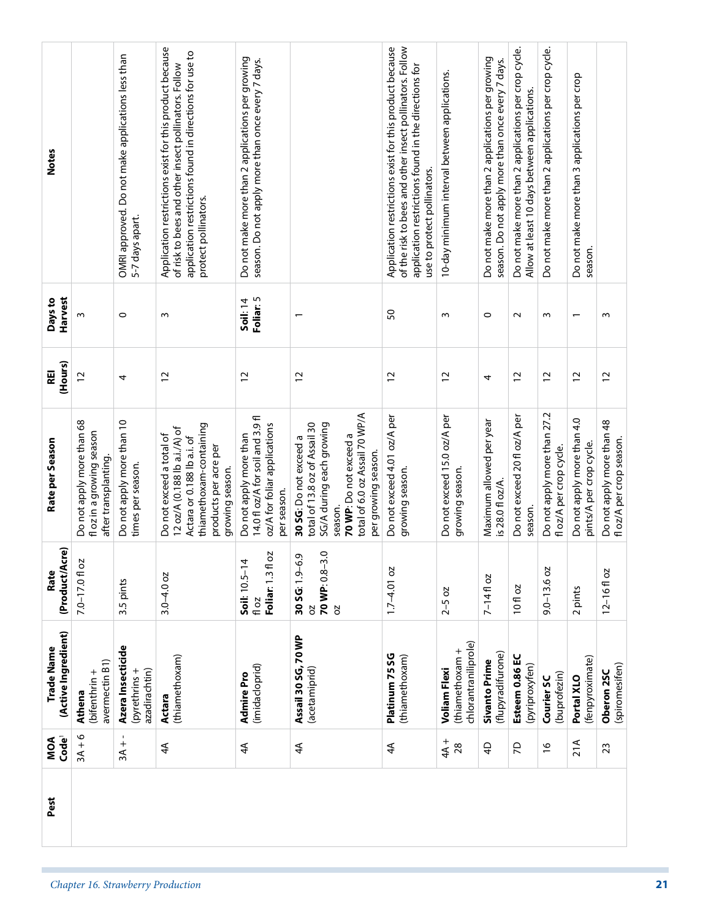| Pest | MOA Code[1] | Trade Name (Active Ingredient) | Rate (Product/Acre) | Rate per Season | REI (Hours) | Days to Harvest | Notes |
|---|---|---|---|---|---|---|---|
| | 3A + 6 | **Athena** (bifenthrin + avermectin B1) | 7.0–17.0 fl oz | Do not apply more than 68 fl oz in a growing season after transplanting. | 12 | 3 | |
| | 3A + - | **Azera Insecticide** (pyrethrins + azadirachtin) | 3.5 pints | Do not apply more than 10 times per season. | 4 | 0 | OMRI approved. Do not make applications less than 5-7 days apart. |
| | 4A | **Actara** (thiamethoxam) | 3.0–4.0 oz | Do not exceed a total of 12 oz/A (0.188 lb a.i./A) of Actara or 0.188 lb a.i. of thiamethoxam-containing products per acre per growing season. | 12 | 3 | Application restrictions exist for this product because of risk to bees and other insect pollinators. Follow application restrictions found in directions for use to protect pollinators. |
| | 4A | **Admire Pro** (imidacloprid) | **Soil**: 10.5–14 fl oz<br>**Foliar**: 1.3 fl oz | Do not apply more than 14.0 fl oz/A for soil and 3.9 fl oz/A for foliar applications per season. | 12 | **Soil**: 14<br>**Foliar**: 5 | Do not make more than 2 applications per growing season. Do not apply more than once every 7 days. |
| | 4A | **Assail 30 SG, 70 WP** (acetamiprid) | **30 SG**: 1.9–6.9 oz<br>**70 WP**: 0.8–3.0 oz | **30 SG**: Do not exceed a total of 13.8 oz of Assail 30 SG/A during each growing season.<br>**70 WP**: Do not exceed a total of 6.0 oz Assail 70 WP/A per growing season. | 12 | 1 | |
| | 4A | **Platinum 75 SG** (thiamethoxam) | 1.7–4.01 oz | Do not exceed 4.01 oz/A per growing season. | 12 | 50 | Application restrictions exist for this product because of the risk to bees and other insect pollinators. Follow application restrictions found in the directions for use to protect pollinators. |
| | 4A + 28 | **Voliam Flexi** (thiamethoxam + chlorantraniliprole) | 2–5 oz | Do not exceed 15.0 oz/A per growing season. | 12 | 3 | 10-day minimum interval between applications. |
| | 4D | **Sivanto Prime** (flupyradifurone) | 7–14 fl oz | Maximum allowed per year is 28.0 fl oz/A. | 4 | 0 | Do not make more than 2 applications per growing season. Do not apply more than once every 7 days. |
| | 7D | **Esteem 0.86 EC** (pyriproxyfen) | 10 fl oz | Do not exceed 20 fl oz/A per season. | 12 | 2 | Do not make more than 2 applications per crop cycle. Allow at least 10 days between applications. |
| | 16 | **Courier SC** (buprofezin) | 9.0–13.6 oz | Do not apply more than 27.2 fl oz/A per crop cycle. | 12 | 3 | Do not make more than 2 applications per crop cycle. |
| | 21A | **Portal XLO** (fenpyroximate) | 2 pints | Do not apply more than 4.0 pints/A per crop cycle. | 12 | 1 | Do not make more than 3 applications per crop season. |
| | 23 | **Oberon 2SC** (spiromesifen) | 12–16 fl oz | Do not apply more than 48 fl oz/A per crop season. | 12 | 3 | |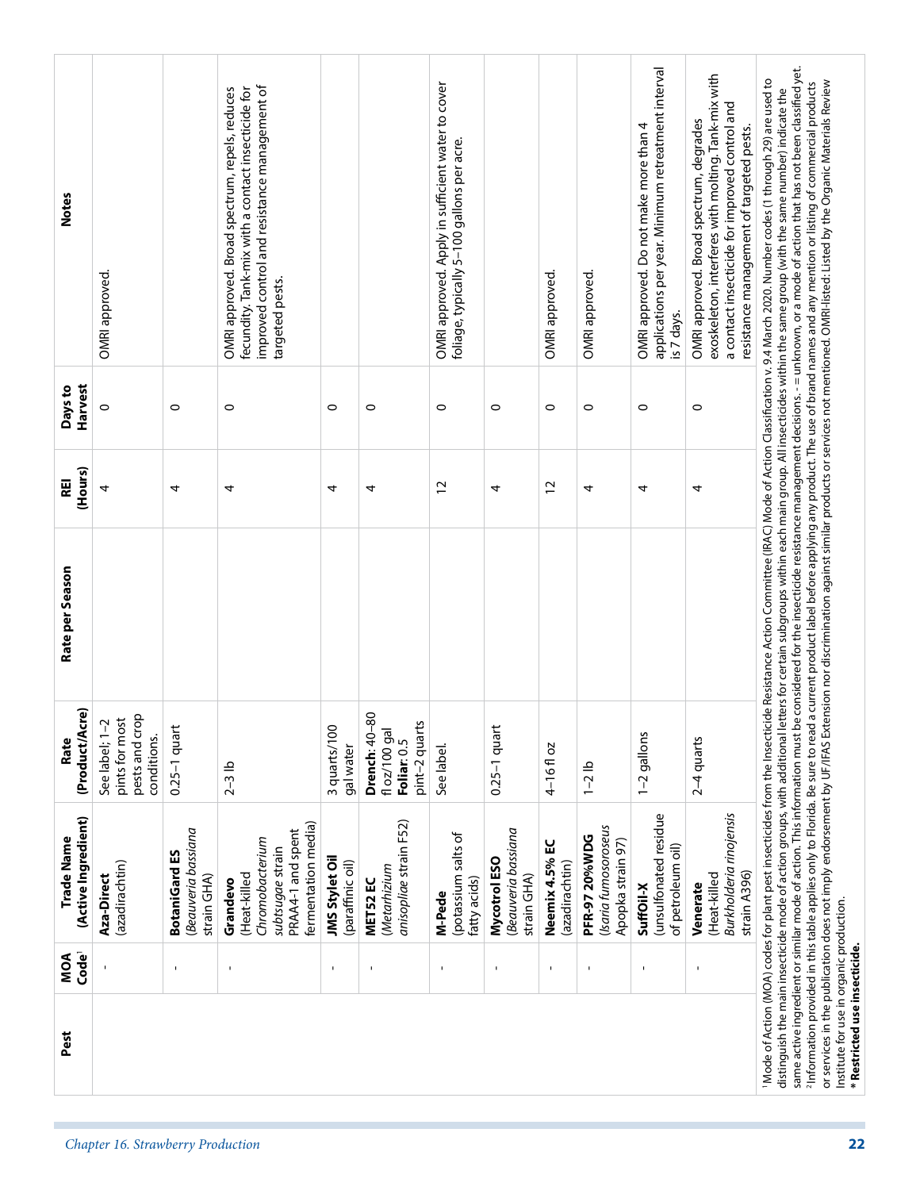| Pest | MOA Code[1] | Trade Name (Active Ingredient) | Rate (Product/Acre) | Rate per Season | REI (Hours) | Days to Harvest | Notes |
|---|---|---|---|---|---|---|---|
| | - | **Aza-Direct** (azadirachtin) | See label; 1–2 pints for most pests and crop conditions. | | 4 | 0 | OMRI approved. |
| | - | **BotaniGard ES** (*Beauveria bassiana* strain GHA) | 0.25–1 quart | | 4 | 0 | |
| | - | **Grandevo** (Heat-killed *Chromobacterium subtsugae* strain PRAA4-1 and spent fermentation media) | 2–3 lb | | 4 | 0 | OMRI approved. Broad spectrum, repels, reduces fecundity. Tank-mix with a contact insecticide for improved control and resistance management of targeted pests. |
| | - | **JMS Stylet Oil** (paraffinic oil) | 3 quarts/100 gal water | | 4 | 0 | |
| | - | **MET52 EC** (*Metarhizium anisopliae* strain F52) | **Drench**: 40–80 fl oz/100 gal **Foliar**: 0.5 pint–2 quarts | | 4 | 0 | |
| | - | **M-Pede** (potassium salts of fatty acids) | See label. | | 12 | 0 | OMRI approved. Apply in sufficient water to cover foliage, typically 5–100 gallons per acre. |
| | - | **Mycotrol ESO** (*Beauveria bassiana* strain GHA) | 0.25–1 quart | | 4 | 0 | |
| | - | **Neemix 4.5% EC** (azadirachtin) | 4–16 fl oz | | 12 | 0 | OMRI approved. |
| | - | **PFR-97 20%WDG** (*Isaria fumosoroseus* Apopka strain 97) | 1–2 lb | | 4 | 0 | OMRI approved. |
| | - | **SuffOil-X** (unsulfonated residue of petroleum oil) | 1–2 gallons | | 4 | 0 | OMRI approved. Do not make more than 4 applications per year. Minimum retreatment interval is 7 days. |
| | - | **Venerate** (Heat-killed *Burkholderia rinojensis* strain A396) | 2–4 quarts | | 4 | 0 | OMRI approved. Broad spectrum, degrades exoskeleton, interferes with molting. Tank-mix with a contact insecticide for improved control and resistance management of targeted pests. |

[1]Mode of Action (MOA) codes for plant pest insecticides from the Insecticide Resistance Action Committee (IRAC) Mode of Action Classification v. 9.4 March 2020. Number codes (1 through 29) are used to distinguish the main insecticide mode of action groups, with additional letters for certain subgroups within each main group. All insecticides within the same group (with the same number) indicate the same active ingredient or similar mode of action. This information must be considered for the insecticide resistance management decisions. - = unknown, or a mode of action that has not been classified yet.
[2]Information provided in this table applies only to Florida. Be sure to read a current product label before applying any product. The use of brand names and any mention or listing of commercial products or services in the publication does not imply endorsement by UF/IFAS Extension nor discrimination against similar products or services not mentioned. OMRI-listed: Listed by the Organic Materials Review Institute for use in organic production.
**\* Restricted use insecticide.**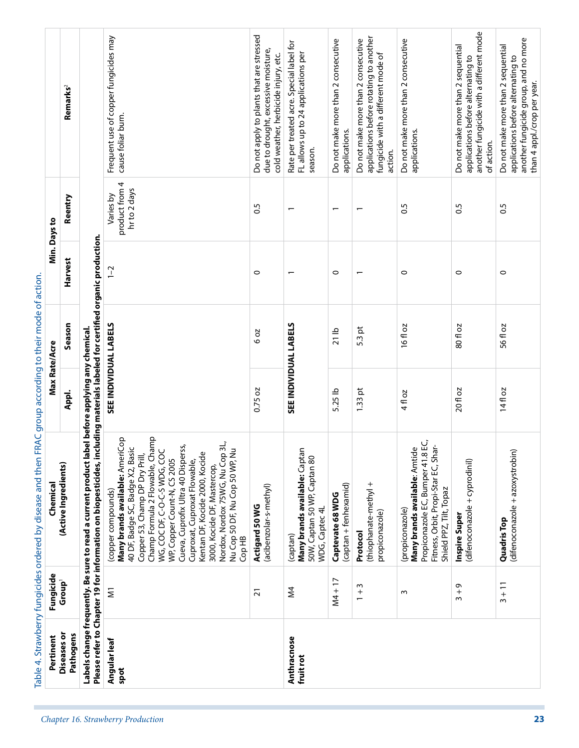Table 4. Strawberry fungicides ordered by disease and then FRAC group according to their mode of action.

| Pertinent Diseases or Pathogens | Fungicide Group[1] | Chemical (Active Ingredients) | Max Rate/Acre | | Min. Days to | | Remarks[2] |
|---|---|---|---|---|---|---|---|
| | | | Appl. | Season | Harvest | Reentry | |
| **Labels change frequently. Be sure to read a current product label before applying any chemical. Please refer to Chapter 19 for information on biopesticides, including materials labeled for certified organic production.** | | | | | | | |
| **Angular leaf spot** | M1 | (copper compounds) **Many brands available:** AmeriCop 40 DF, Badge SC, Badge X2, Basic Copper 53, Champ DP Dry Prill, Champ Formula 2 Flowable, Champ WG, COC DF, C-O-C-S WDG, COC WP, Copper Count-N, CS 2005 Cueva, Cuprofix Ultra 40 Disperss, Cuproxat, Cuproxat Flowable, Kentan DF, Kocide 2000, Kocide 3000, Kocide DF, Mastercop, Nordox, Nordox 75WG, Nu Cop 3L, Nu Cop 50 DF, Nu Cop 50 WP, Nu Cop HB | **SEE INDIVIDUAL LABELS** | | 1–2 | Varies by product from 4 hr to 2 days | Frequent use of copper fungicides may cause foliar burn. |
| | 21 | **Actigard 50 WG** (acibenzolar-s-methyl) | 0.75 oz | 6 oz | 0 | 0.5 | Do not apply to plants that are stressed due to drought, excessive moisture, cold weather, herbicide injury, etc. |
| **Anthracnose fruit rot** | M4 | (captan) **Many brands available:** Captan 50W, Captan 50 WP, Captan 80 WDG, Captec 4L | **SEE INDIVIDUAL LABELS** | | 1 | 1 | Rate per treated acre. Special label for FL allows up to 24 applications per season. |
| | M4 + 17 | **Captevate 68 WDG** (captan + fenhexamid) | 5.25 lb | 21 lb | 0 | 1 | Do not make more than 2 consecutive applications. |
| | 1 + 3 | **Protocol** (thiophanate-methyl + propiconazole) | 1.33 pt | 5.3 pt | 1 | 1 | Do not make more than 2 consecutive applications before rotating to another fungicide with a different mode of action. |
| | 3 | (propiconazole) **Many brands available**: Amtide Propiconazole EC, Bumper 41.8 EC, Fitness, Orbit, Propi-Star EC, Shar-Shield PPZ, Tilt, Topaz | 4 fl oz | 16 fl oz | 0 | 0.5 | Do not make more than 2 consecutive applications. |
| | 3 + 9 | **Inspire Super** (difenoconazole + cyprodinil) | 20 fl oz | 80 fl oz | 0 | 0.5 | Do not make more than 2 sequential applications before alternating to another fungicide with a different mode of action. |
| | 3 + 11 | **Quadris Top** (difenoconazole + azoxystrobin) | 14 fl oz | 56 fl oz | 0 | 0.5 | Do not make more than 2 sequential applications before alternating to another fungicide group, and no more than 4 appl./crop per year. |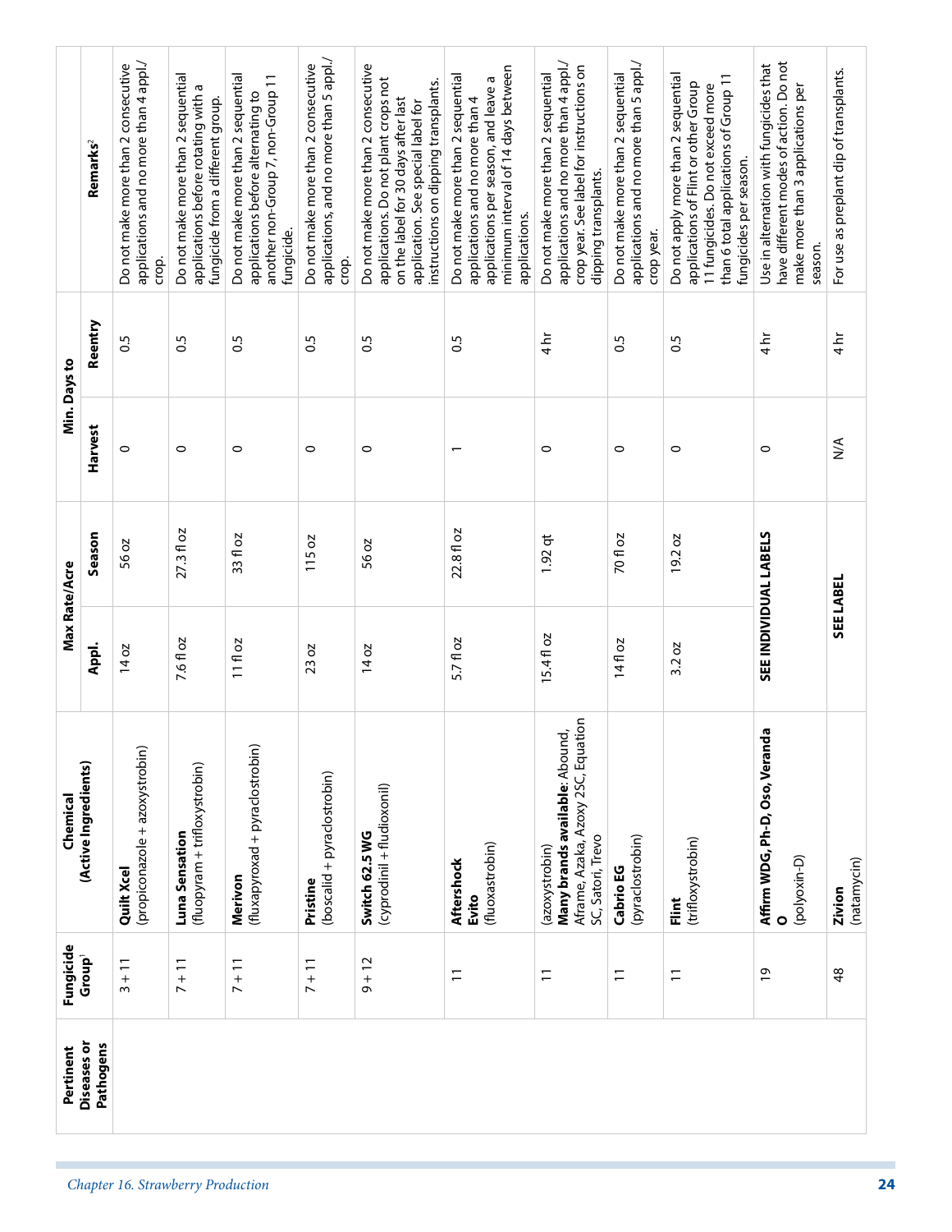| Pertinent Diseases or Pathogens | Fungicide Group[1] | Chemical (Active Ingredients) | Max Rate/Acre | | Min. Days to | | Remarks[2] |
|---|---|---|---|---|---|---|---|
| | | | Appl. | Season | Harvest | Reentry | |
| | 3 + 11 | **Quilt Xcel** (propiconazole + azoxystrobin) | 14 oz | 56 oz | 0 | 0.5 | Do not make more than 2 consecutive applications and no more than 4 appl./crop. |
| | 7 + 11 | **Luna Sensation** (fluopyram + trifloxystrobin) | 7.6 fl oz | 27.3 fl oz | 0 | 0.5 | Do not make more than 2 sequential applications before rotating with a fungicide from a different group. |
| | 7 + 11 | **Merivon** (fluxapyroxad + pyraclostrobin) | 11 fl oz | 33 fl oz | 0 | 0.5 | Do not make more than 2 sequential applications before alternating to another non-Group 7, non-Group 11 fungicide. |
| | 7 + 11 | **Pristine** (boscalid + pyraclostrobin) | 23 oz | 115 oz | 0 | 0.5 | Do not make more than 2 consecutive applications, and no more than 5 appl./crop. |
| | 9 + 12 | **Switch 62.5 WG** (cyprodinil + fludioxonil) | 14 oz | 56 oz | 0 | 0.5 | Do not make more than 2 consecutive applications. Do not plant crops not on the label for 30 days after last application. See special label for instructions on dipping transplants. |
| | 11 | **Aftershock** **Evito** (fluoxastrobin) | 5.7 fl oz | 22.8 fl oz | 1 | 0.5 | Do not make more than 2 sequential applications and no more than 4 applications per season, and leave a minimum interval of 14 days between applications. |
| | 11 | (azoxystrobin) **Many brands available**: Abound, Aframe, Azaka, Azoxy 2SC, Equation SC, Satori, Trevo | 15.4 fl oz | 1.92 qt | 0 | 4 hr | Do not make more than 2 sequential applications and no more than 4 appl./crop year. See label for instructions on dipping transplants. |
| | 11 | **Cabrio EG** (pyraclostrobin) | 14 fl oz | 70 fl oz | 0 | 0.5 | Do not make more than 2 sequential applications and no more than 5 appl./crop year. |
| | 11 | **Flint** (trifloxystrobin) | 3.2 oz | 19.2 oz | 0 | 0.5 | Do not apply more than 2 sequential applications of Flint or other Group 11 fungicides. Do not exceed more than 6 total applications of Group 11 fungicides per season. |
| | 19 | **Affirm WDG, Ph-D, Oso, Veranda O** (polyoxin-D) | **SEE INDIVIDUAL LABELS** | | 0 | 4 hr | Use in alternation with fungicides that have different modes of action. Do not make more than 3 applications per season. |
| | 48 | **Zivion** (natamycin) | **SEE LABEL** | | N/A | 4 hr | For use as preplant dip of transplants. |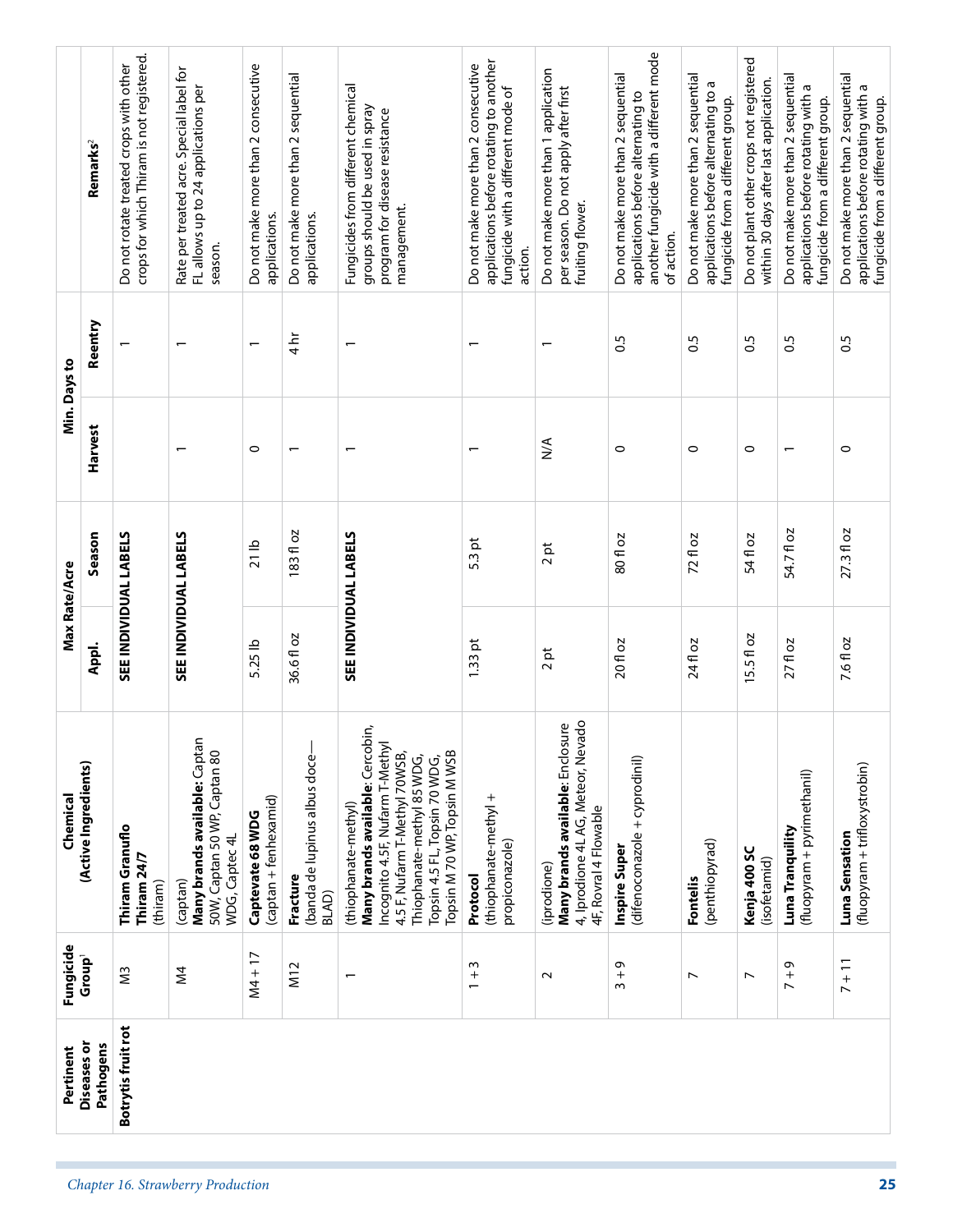| Pertinent Diseases or Pathogens | Fungicide Group[1] | Chemical (Active Ingredients) | Max Rate/Acre | | Min. Days to | | Remarks[2] |
|---|---|---|---|---|---|---|---|
| | | | Appl. | Season | Harvest | Reentry | |
| Botrytis fruit rot | M3 | **Thiram Granuflo** **Thiram 24/7** (thiram) | SEE INDIVIDUAL LABELS | | | 1 | Do not rotate treated crops with other crops for which Thiram is not registered. |
| | M4 | (captan) **Many brands available:** Captan 50W, Captan 50 WP, Captan 80 WDG, Captec 4L | SEE INDIVIDUAL LABELS | | 1 | 1 | Rate per treated acre. Special label for FL allows up to 24 applications per season. |
| | M4 + 17 | **Captevate 68 WDG** (captan + fenhexamid) | 5.25 lb | 21 lb | 0 | 1 | Do not make more than 2 consecutive applications. |
| | M12 | **Fracture** (banda de lupinus albus doce—BLAD) | 36.6 fl oz | 183 fl oz | 1 | 4 hr | Do not make more than 2 sequential applications. |
| | 1 | (thiophanate-methyl) **Many brands available**: Cercobin, Incognito 4.5F, Nufarm T-Methyl 4.5 F, Nufarm T-Methyl 70WSB, Thiophanate-methyl 85 WDG, Topsin 4.5 FL, Topsin 70 WDG, Topsin M 70 WP, Topsin M WSB | SEE INDIVIDUAL LABELS | | 1 | 1 | Fungicides from different chemical groups should be used in spray program for disease resistance management. |
| | 1 + 3 | **Protocol** (thiophanate-methyl + propiconazole) | 1.33 pt | 5.3 pt | 1 | 1 | Do not make more than 2 consecutive applications before rotating to another fungicide with a different mode of action. |
| | 2 | (iprodione) **Many brands available**: Enclosure 4, Iprodione 4L AG, Meteor, Nevado 4F, Rovral 4 Flowable | 2 pt | 2 pt | N/A | 1 | Do not make more than 1 application per season. Do not apply after first fruiting flower. |
| | 3 + 9 | **Inspire Super** (difenoconazole + cyprodinil) | 20 fl oz | 80 fl oz | 0 | 0.5 | Do not make more than 2 sequential applications before alternating to another fungicide with a different mode of action. |
| | 7 | **Fontelis** (penthiopyrad) | 24 fl oz | 72 fl oz | 0 | 0.5 | Do not make more than 2 sequential applications before alternating to a fungicide from a different group. |
| | 7 | **Kenja 400 SC** (isofetamid) | 15.5 fl oz | 54 fl oz | 0 | 0.5 | Do not plant other crops not registered within 30 days after last application. |
| | 7 + 9 | **Luna Tranquility** (fluopyram + pyrimethanil) | 27 fl oz | 54.7 fl oz | 1 | 0.5 | Do not make more than 2 sequential applications before rotating with a fungicide from a different group. |
| | 7 + 11 | **Luna Sensation** (fluopyram + trifloxystrobin) | 7.6 fl oz | 27.3 fl oz | 0 | 0.5 | Do not make more than 2 sequential applications before rotating with a fungicide from a different group. |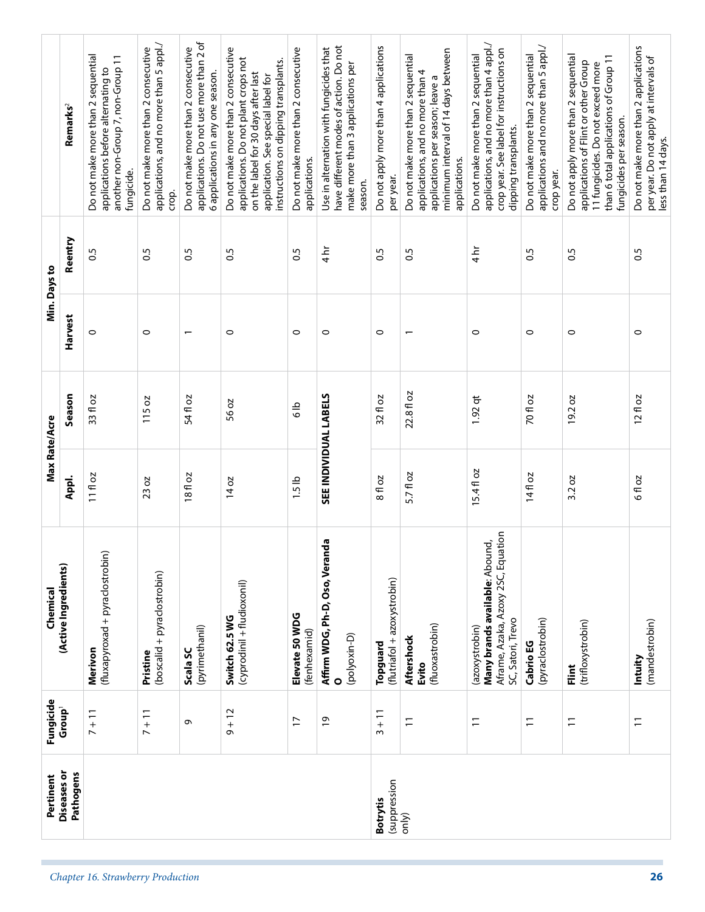| Pertinent Diseases or Pathogens | Fungicide Group[1] | Chemical (Active Ingredients) | Max Rate/Acre | | Min. Days to | | Remarks[2] |
|---|---|---|---|---|---|---|---|
| | | | Appl. | Season | Harvest | Reentry | |
| | 7 + 11 | **Merivon** (fluxapyroxad + pyraclostrobin) | 11 fl oz | 33 fl oz | 0 | 0.5 | Do not make more than 2 sequential applications before alternating to another non-Group 7, non-Group 11 fungicide. |
| | 7 + 11 | **Pristine** (boscalid + pyraclostrobin) | 23 oz | 115 oz | 0 | 0.5 | Do not make more than 2 consecutive applications, and no more than 5 appl./crop. |
| | 9 | **Scala SC** (pyrimethanil) | 18 fl oz | 54 fl oz | 1 | 0.5 | Do not make more than 2 consecutive applications. Do not use more than 2 of 6 applications in any one season. |
| | 9 + 12 | **Switch 62.5 WG** (cyprodinil + fludioxonil) | 14 oz | 56 oz | 0 | 0.5 | Do not make more than 2 consecutive applications. Do not plant crops not on the label for 30 days after last application. See special label for instructions on dipping transplants. |
| | 17 | **Elevate 50 WDG** (fenhexamid) | 1.5 lb | 6 lb | 0 | 0.5 | Do not make more than 2 consecutive applications. |
| | 19 | **Affirm WDG, Ph-D, Oso, Veranda O** (polyoxin-D) | SEE INDIVIDUAL LABELS | | 0 | 4 hr | Use in alternation with fungicides that have different modes of action. Do not make more than 3 applications per season. |
| **Botrytis** (suppression only) | 3 + 11 | **Topguard** (flutriafol + azoxystrobin) | 8 fl oz | 32 fl oz | 0 | 0.5 | Do not apply more than 4 applications per year. |
| | 11 | **Aftershock Evito** (fluoxastrobin) | 5.7 fl oz | 22.8 fl oz | 1 | 0.5 | Do not make more than 2 sequential applications, and no more than 4 applications per season; leave a minimum interval of 14 days between applications. |
| | 11 | (azoxystrobin) **Many brands available**: Abound, Aframe, Azaka, Azoxy 2SC, Equation SC, Satori, Trevo | 15.4 fl oz | 1.92 qt | 0 | 4 hr | Do not make more than 2 sequential applications, and no more than 4 appl./crop year. See label for instructions on dipping transplants. |
| | 11 | **Cabrio EG** (pyraclostrobin) | 14 fl oz | 70 fl oz | 0 | 0.5 | Do not make more than 2 sequential applications and no more than 5 appl./crop year. |
| | 11 | **Flint** (trifloxystrobin) | 3.2 oz | 19.2 oz | 0 | 0.5 | Do not apply more than 2 sequential applications of Flint or other Group 11 fungicides. Do not exceed more than 6 total applications of Group 11 fungicides per season. |
| | 11 | **Intuity** (mandestrobin) | 6 fl oz | 12 fl oz | 0 | 0.5 | Do not make more than 2 applications per year. Do not apply at intervals of less than 14 days. |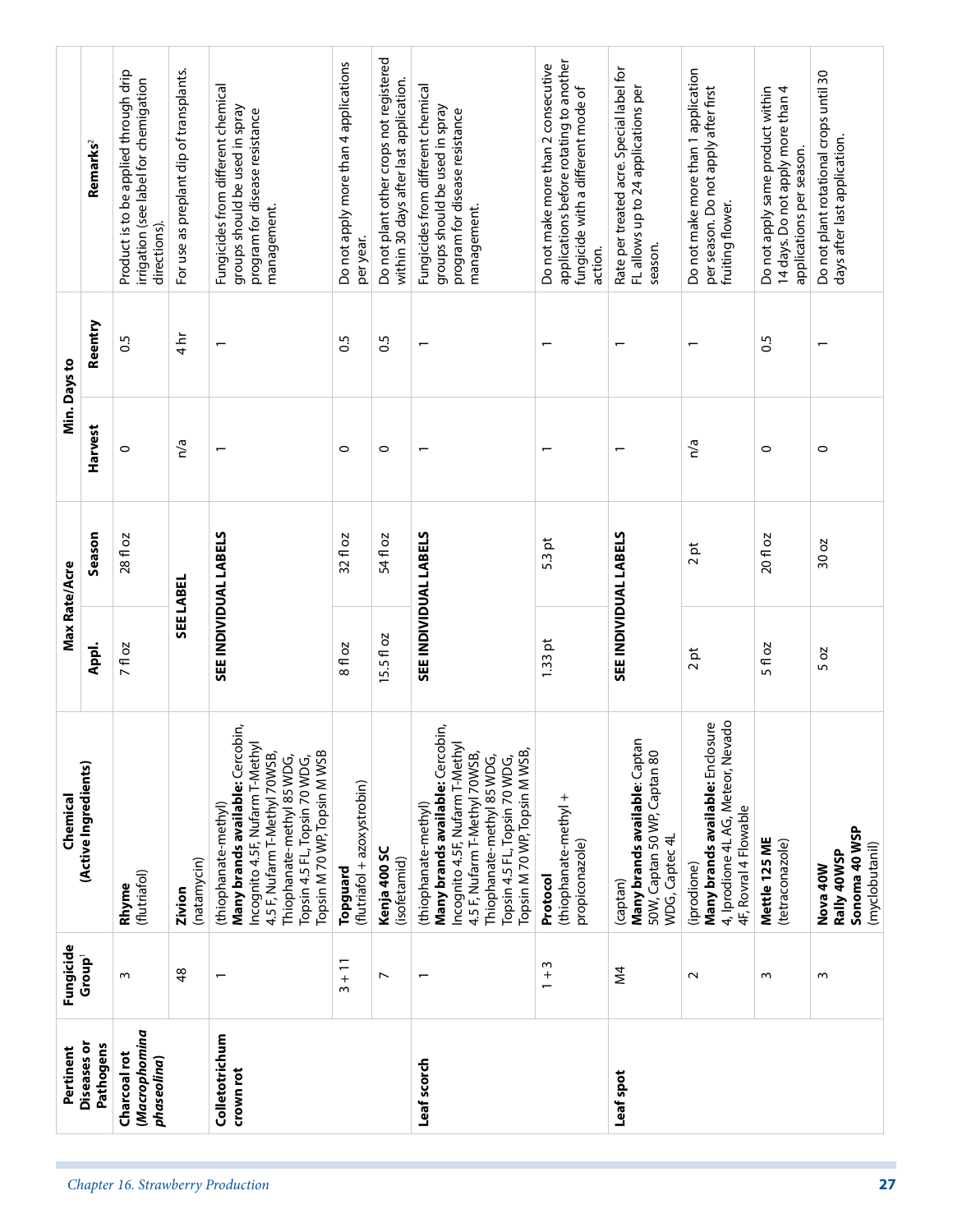| Pertinent Diseases or Pathogens | Fungicide Group[1] | Chemical (Active Ingredients) | Max Rate/Acre | | Min. Days to | | Remarks[2] |
|---|---|---|---|---|---|---|---|
| | | | Appl. | Season | Harvest | Reentry | |
| **Charcoal rot (*Macrophomina phaseolina*)** | 3 | **Rhyme** (flutriafol) | 7 fl oz | 28 fl oz | 0 | 0.5 | Product is to be applied through drip irrigation (see label for chemigation directions). |
| | 48 | **Zivion** (natamycin) | **SEE LABEL** | | n/a | 4 hr | For use as preplant dip of transplants. |
| **Colletotrichum crown rot** | 1 | (thiophanate-methyl) **Many brands available:** Cercobin, Incognito 4.5F, Nufarm T-Methyl 4.5 F, Nufarm T-Methyl 70WSB, Thiophanate-methyl 85 WDG, Topsin 4.5 FL, Topsin 70 WDG, Topsin M 70 WP, Topsin M WSB | **SEE INDIVIDUAL LABELS** | | 1 | 1 | Fungicides from different chemical groups should be used in spray program for disease resistance management. |
| | 3 + 11 | **Topguard** (flutriafol + azoxystrobin) | 8 fl oz | 32 fl oz | 0 | 0.5 | Do not apply more than 4 applications per year. |
| | 7 | **Kenja 400 SC** (isofetamid) | 15.5 fl oz | 54 fl oz | 0 | 0.5 | Do not plant other crops not registered within 30 days after last application. |
| **Leaf scorch** | 1 | (thiophanate-methyl) **Many brands available:** Cercobin, Incognito 4.5F, Nufarm T-Methyl 4.5 F, Nufarm T-Methyl 70WSB, Thiophanate-methyl 85 WDG, Topsin 4.5 FL, Topsin 70 WDG, Topsin M 70 WP, Topsin M WSB, | **SEE INDIVIDUAL LABELS** | | 1 | 1 | Fungicides from different chemical groups should be used in spray program for disease resistance management. |
| | 1 + 3 | **Protocol** (thiophanate-methyl + propiconazole) | 1.33 pt | 5.3 pt | 1 | 1 | Do not make more than 2 consecutive applications before rotating to another fungicide with a different mode of action. |
| **Leaf spot** | M4 | (captan) **Many brands available**: Captan 50W, Captan 50 WP, Captan 80 WDG, Captec 4L | **SEE INDIVIDUAL LABELS** | | 1 | 1 | Rate per treated acre. Special label for FL allows up to 24 applications per season. |
| | 2 | (iprodione) **Many brands available:** Enclosure 4, Iprodione 4L AG, Meteor, Nevado 4F, Rovral 4 Flowable | 2 pt | 2 pt | n/a | 1 | Do not make more than 1 application per season. Do not apply after first fruiting flower. |
| | 3 | **Mettle 125 ME** (tetraconazole) | 5 fl oz | 20 fl oz | 0 | 0.5 | Do not apply same product within 14 days. Do not apply more than 4 applications per season. |
| | 3 | **Nova 40W Rally 40WSP Sonoma 40 WSP** (myclobutanil) | 5 oz | 30 oz | 0 | 1 | Do not plant rotational crops until 30 days after last application. |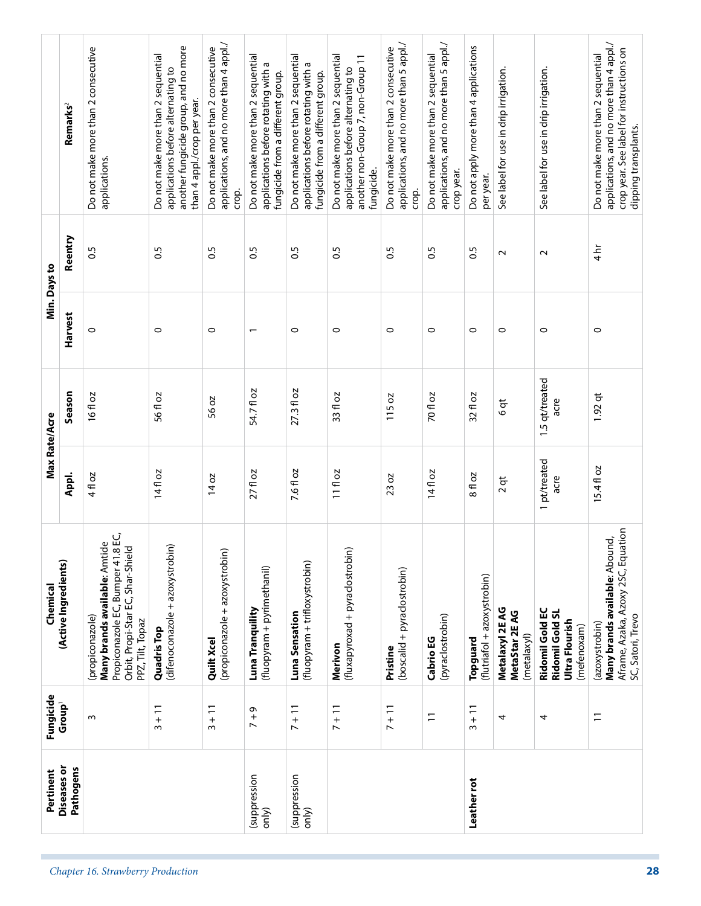| Pertinent Diseases or Pathogens | Fungicide Group[1] | Chemical (Active Ingredients) | Max Rate/Acre | | Min. Days to | | Remarks[2] |
|---|---|---|---|---|---|---|---|
| | | | Appl. | Season | Harvest | Reentry | |
| | 3 | (propiconazole) **Many brands available**: Amtide Propiconazole EC, Bumper 41.8 EC, Orbit, Propi-Star EC, Shar-Shield PPZ, Tilt, Topaz | 4 fl oz | 16 fl oz | 0 | 0.5 | Do not make more than 2 consecutive applications. |
| | 3 + 11 | **Quadris Top** (difenoconazole + azoxystrobin) | 14 fl oz | 56 fl oz | 0 | 0.5 | Do not make more than 2 sequential applications before alternating to another fungicide group, and no more than 4 appl./crop per year. |
| | 3 + 11 | **Quilt Xcel** (propiconazole + azoxystrobin) | 14 oz | 56 oz | 0 | 0.5 | Do not make more than 2 consecutive applications, and no more than 4 appl./crop. |
| (suppression only) | 7 + 9 | **Luna Tranquility** (fluopyram + pyrimethanil) | 27 fl oz | 54.7 fl oz | 1 | 0.5 | Do not make more than 2 sequential applications before rotating with a fungicide from a different group. |
| (suppression only) | 7 + 11 | **Luna Sensation** (fluopyram + trifloxystrobin) | 7.6 fl oz | 27.3 fl oz | 0 | 0.5 | Do not make more than 2 sequential applications before rotating with a fungicide from a different group. |
| | 7 + 11 | **Merivon** (fluxapyroxad + pyraclostrobin) | 11 fl oz | 33 fl oz | 0 | 0.5 | Do not make more than 2 sequential applications before alternating to another non-Group 7, non-Group 11 fungicide. |
| | 7 + 11 | **Pristine** (boscalid + pyraclostrobin) | 23 oz | 115 oz | 0 | 0.5 | Do not make more than 2 consecutive applications, and no more than 5 appl./crop. |
| | 11 | **Cabrio EG** (pyraclostrobin) | 14 fl oz | 70 fl oz | 0 | 0.5 | Do not make more than 2 sequential applications, and no more than 5 appl./crop year. |
| **Leather rot** | 3 + 11 | **Topguard** (flutriafol + azoxystrobin) | 8 fl oz | 32 fl oz | 0 | 0.5 | Do not apply more than 4 applications per year. |
| | 4 | **Metalaxyl 2E AG** **MetaStar 2E AG** (metalaxyl) | 2 qt | 6 qt | 0 | 2 | See label for use in drip irrigation. |
| | 4 | **Ridomil Gold EC** **Ridomil Gold SL** **Ultra Flourish** (mefenoxam) | 1 pt/treated acre | 1.5 qt/treated acre | 0 | 2 | See label for use in drip irrigation. |
| | 11 | (azoxystrobin) **Many brands available**: Abound, Aframe, Azaka, Azoxy 2SC, Equation SC, Satori, Trevo | 15.4 fl oz | 1.92 qt | 0 | 4 hr | Do not make more than 2 sequential applications, and no more than 4 appl./crop year. See label for instructions on dipping transplants. |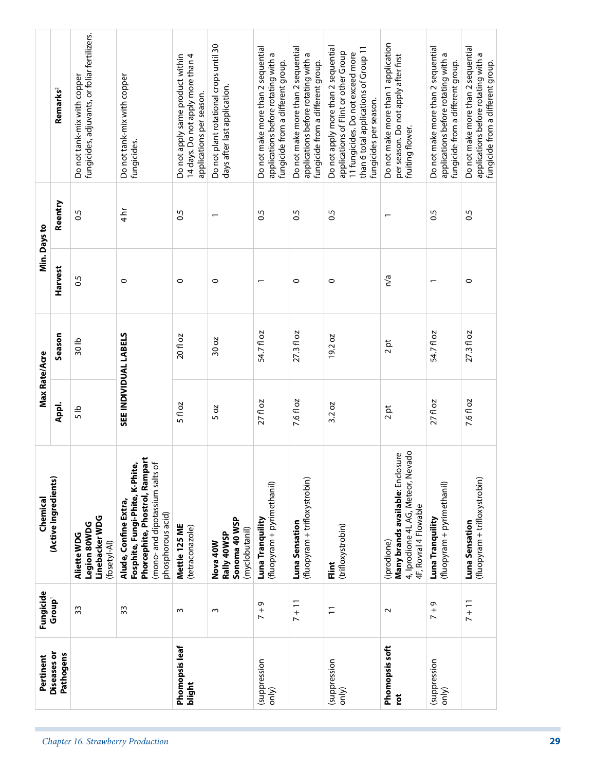| Pertinent Diseases or Pathogens | Fungicide Group[1] | Chemical (Active Ingredients) | Max Rate/Acre | | Min. Days to | | Remarks[2] |
|---|---|---|---|---|---|---|---|
| | | | Appl. | Season | Harvest | Reentry | |
| | 33 | **Aliette WDG** **Legion 80WDG** **Linebacker WDG** (fosetyl-Al) | 5 lb | 30 lb | 0.5 | 0.5 | Do not tank-mix with copper fungicides, adjuvants, or foliar fertilizers. |
| | 33 | **Alude, Confine Extra, Fosphite, Fungi-Phite, K-Phite, Phorcephite, Phostrol, Rampart** (mono- and dipotassium salts of phosphorous acid) | **SEE INDIVIDUAL LABELS** | | 0 | 4 hr | Do not tank-mix with copper fungicides. |
| **Phomopsis leaf blight** | 3 | **Mettle 125 ME** (tetraconazole) | 5 fl oz | 20 fl oz | 0 | 0.5 | Do not apply same product within 14 days. Do not apply more than 4 applications per season. |
| | 3 | **Nova 40W** **Rally 40WSP** **Sonoma 40 WSP** (myclobutanil) | 5 oz | 30 oz | 0 | 1 | Do not plant rotational crops until 30 days after last application. |
| (suppression only) | 7 + 9 | **Luna Tranquility** (fluopyram + pyrimethanil) | 27 fl oz | 54.7 fl oz | 1 | 0.5 | Do not make more than 2 sequential applications before rotating with a fungicide from a different group. |
| | 7 + 11 | **Luna Sensation** (fluopyram + trifloxystrobin) | 7.6 fl oz | 27.3 fl oz | 0 | 0.5 | Do not make more than 2 sequential applications before rotating with a fungicide from a different group. |
| (suppression only) | 11 | **Flint** (trifloxystrobin) | 3.2 oz | 19.2 oz | 0 | 0.5 | Do not apply more than 2 sequential applications of Flint or other Group 11 fungicides. Do not exceed more than 6 total applications of Group 11 fungicides per season. |
| **Phomopsis soft rot** | 2 | (iprodione) **Many brands available**: Enclosure 4, Iprodione 4L AG, Meteor, Nevado 4F, Rovral 4 Flowable | 2 pt | 2 pt | n/a | 1 | Do not make more than 1 application per season. Do not apply after first fruiting flower. |
| (suppression only) | 7 + 9 | **Luna Tranquility** (fluopyram + pyrimethanil) | 27 fl oz | 54.7 fl oz | 1 | 0.5 | Do not make more than 2 sequential applications before rotating with a fungicide from a different group. |
| | 7 + 11 | **Luna Sensation** (fluopyram + trifloxystrobin) | 7.6 fl oz | 27.3 fl oz | 0 | 0.5 | Do not make more than 2 sequential applications before rotating with a fungicide from a different group. |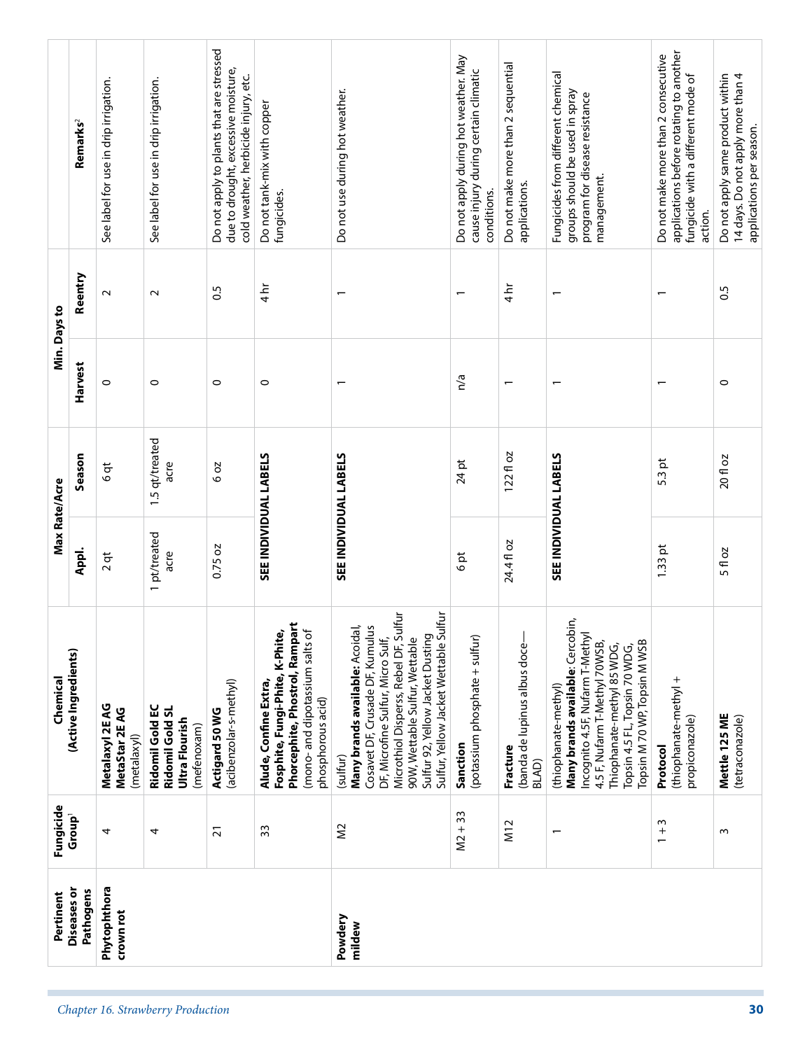| Pertinent Diseases or Pathogens | Fungicide Group[1] | Chemical (Active Ingredients) | Max Rate/Acre | | Min. Days to | | Remarks[2] |
|---|---|---|---|---|---|---|---|
| | | | Appl. | Season | Harvest | Reentry | |
| **Phytophthora crown rot** | 4 | **Metalaxyl 2E AG MetaStar 2E AG** (metalaxyl) | 2 qt | 6 qt | 0 | 2 | See label for use in drip irrigation. |
| | 4 | **Ridomil Gold EC Ridomil Gold SL Ultra Flourish** (mefenoxam) | 1 pt/treated acre | 1.5 qt/treated acre | 0 | 2 | See label for use in drip irrigation. |
| | 21 | **Actigard 50 WG** (acibenzolar-s-methyl) | 0.75 oz | 6 oz | 0 | 0.5 | Do not apply to plants that are stressed due to drought, excessive moisture, cold weather, herbicide injury, etc. |
| | 33 | **Alude, Confine Extra, Fosphite, Fungi-Phite, K-Phite, Phorcephite, Phostrol, Rampart** (mono- and dipotassium salts of phosphorous acid) | **SEE INDIVIDUAL LABELS** | | 0 | 4 hr | Do not tank-mix with copper fungicides. |
| **Powdery mildew** | M2 | (sulfur) **Many brands available:** Acoidal, Cosavet DF, Crusade DF, Kumulus DF, Microfine Sulfur, Micro Sulf, Microthiol Disperss, Rebel DF, Sulfur 90W, Wettable Sulfur, Wettable Sulfur 92, Yellow Jacket Dusting Sulfur, Yellow Jacket Wettable Sulfur | **SEE INDIVIDUAL LABELS** | | 1 | 1 | Do not use during hot weather. |
| | M2 + 33 | **Sanction** (potassium phosphate + sulfur) | 6 pt | 24 pt | n/a | 1 | Do not apply during hot weather. May cause injury during certain climatic conditions. |
| | M12 | **Fracture** (banda de lupinus albus doce—BLAD) | 24.4 fl oz | 122 fl oz | 1 | 4 hr | Do not make more than 2 sequential applications. |
| | 1 | (thiophanate-methyl) **Many brands available**: Cercobin, Incognito 4.5F, Nufarm T-Methyl 4.5 F, Nufarm T-Methyl 70WSB, Thiophanate-methyl 85 WDG, Topsin 4.5 FL, Topsin 70 WDG, Topsin M 70 WP, Topsin M WSB | **SEE INDIVIDUAL LABELS** | | 1 | 1 | Fungicides from different chemical groups should be used in spray program for disease resistance management. |
| | 1 + 3 | **Protocol** (thiophanate-methyl + propiconazole) | 1.33 pt | 5.3 pt | 1 | 1 | Do not make more than 2 consecutive applications before rotating to another fungicide with a different mode of action. |
| | 3 | **Mettle 125 ME** (tetraconazole) | 5 fl oz | 20 fl oz | 0 | 0.5 | Do not apply same product within 14 days. Do not apply more than 4 applications per season. |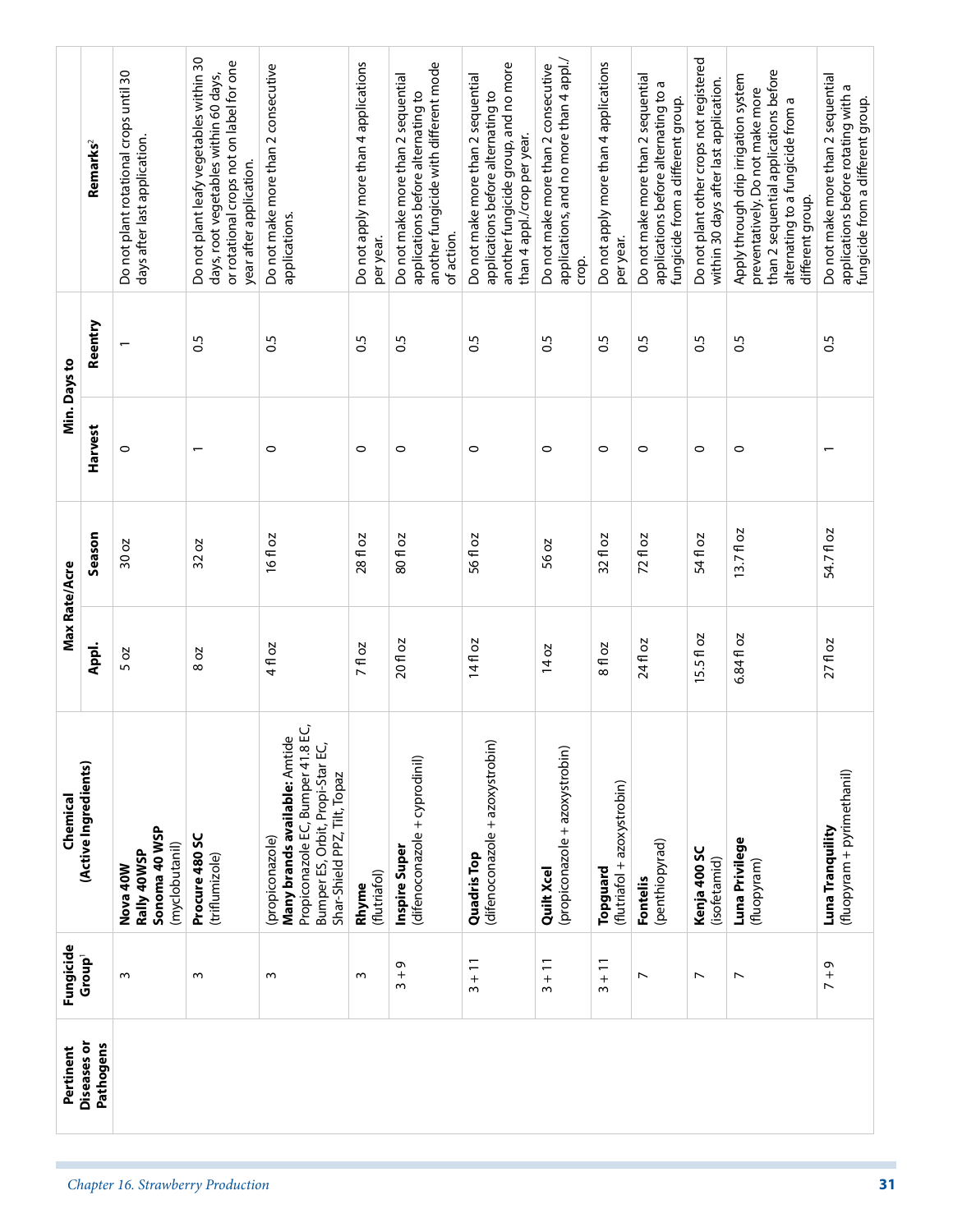| Pertinent Diseases or Pathogens | Fungicide Group[1] | Chemical (Active Ingredients) | Max Rate/Acre | | Min. Days to | | Remarks[2] |
|---|---|---|---|---|---|---|---|
| | | | Appl. | Season | Harvest | Reentry | |
| | 3 | **Nova 40W** **Rally 40WSP** **Sonoma 40 WSP** (myclobutanil) | 5 oz | 30 oz | 0 | 1 | Do not plant rotational crops until 30 days after last application. |
| | 3 | **Procure 480 SC** (triflumizole) | 8 oz | 32 oz | 1 | 0.5 | Do not plant leafy vegetables within 30 days, root vegetables within 60 days, or rotational crops not on label for one year after application. |
| | 3 | (propiconazole) **Many brands available:** Amtide Propiconazole EC, Bumper 41.8 EC, Bumper ES, Orbit, Propi-Star EC, Shar-Shield PPZ, Tilt, Topaz | 4 fl oz | 16 fl oz | 0 | 0.5 | Do not make more than 2 consecutive applications. |
| | 3 | **Rhyme** (flutriafol) | 7 fl oz | 28 fl oz | 0 | 0.5 | Do not apply more than 4 applications per year. |
| | 3 + 9 | **Inspire Super** (difenoconazole + cyprodinil) | 20 fl oz | 80 fl oz | 0 | 0.5 | Do not make more than 2 sequential applications before alternating to another fungicide with different mode of action. |
| | 3 + 11 | **Quadris Top** (difenoconazole + azoxystrobin) | 14 fl oz | 56 fl oz | 0 | 0.5 | Do not make more than 2 sequential applications before alternating to another fungicide group, and no more than 4 appl./crop per year. |
| | 3 + 11 | **Quilt Xcel** (propiconazole + azoxystrobin) | 14 oz | 56 oz | 0 | 0.5 | Do not make more than 2 consecutive applications, and no more than 4 appl./crop. |
| | 3 + 11 | **Topguard** (flutriafol + azoxystrobin) | 8 fl oz | 32 fl oz | 0 | 0.5 | Do not apply more than 4 applications per year. |
| | 7 | **Fontelis** (penthiopyrad) | 24 fl oz | 72 fl oz | 0 | 0.5 | Do not make more than 2 sequential applications before alternating to a fungicide from a different group. |
| | 7 | **Kenja 400 SC** (isofetamid) | 15.5 fl oz | 54 fl oz | 0 | 0.5 | Do not plant other crops not registered within 30 days after last application. |
| | 7 | **Luna Privilege** (fluopyram) | 6.84 fl oz | 13.7 fl oz | 0 | 0.5 | Apply through drip irrigation system preventatively. Do not make more than 2 sequential applications before alternating to a fungicide from a different group. |
| | 7 + 9 | **Luna Tranquility** (fluopyram + pyrimethanil) | 27 fl oz | 54.7 fl oz | 1 | 0.5 | Do not make more than 2 sequential applications before rotating with a fungicide from a different group. |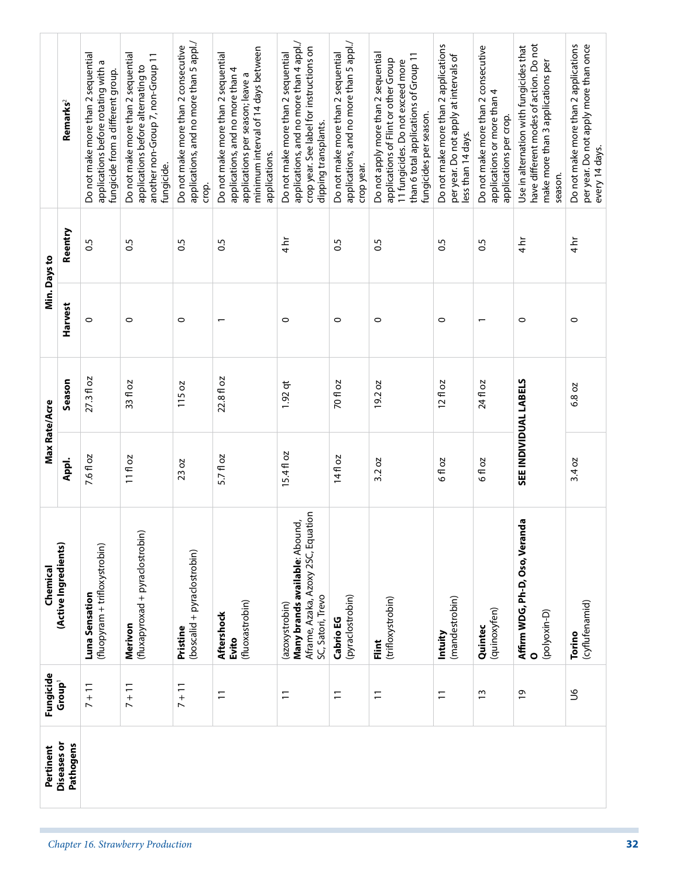| Pertinent Diseases or Pathogens | Fungicide Group[1] | Chemical (Active Ingredients) | Max Rate/Acre | | Min. Days to | | Remarks[2] |
|---|---|---|---|---|---|---|---|
| | | | Appl. | Season | Harvest | Reentry | |
| | 7 + 11 | **Luna Sensation** (fluopyram + trifloxystrobin) | 7.6 fl oz | 27.3 fl oz | 0 | 0.5 | Do not make more than 2 sequential applications before rotating with a fungicide from a different group. |
| | 7 + 11 | **Merivon** (fluxapyroxad + pyraclostrobin) | 11 fl oz | 33 fl oz | 0 | 0.5 | Do not make more than 2 sequential applications before alternating to another non-Group 7, non-Group 11 fungicide. |
| | 7 + 11 | **Pristine** (boscalid + pyraclostrobin) | 23 oz | 115 oz | 0 | 0.5 | Do not make more than 2 consecutive applications, and no more than 5 appl./crop. |
| | 11 | **Aftershock** **Evito** (fluoxastrobin) | 5.7 fl oz | 22.8 fl oz | 1 | 0.5 | Do not make more than 2 sequential applications, and no more than 4 applications per season; leave a minimum interval of 14 days between applications. |
| | 11 | (azoxystrobin) **Many brands available**: Abound, Aframe, Azaka, Azoxy 2SC, Equation SC, Satori, Trevo | 15.4 fl oz | 1.92 qt | 0 | 4 hr | Do not make more than 2 sequential applications, and no more than 4 appl./crop year. See label for instructions on dipping transplants. |
| | 11 | **Cabrio EG** (pyraclostrobin) | 14 fl oz | 70 fl oz | 0 | 0.5 | Do not make more than 2 sequential applications, and no more than 5 appl./crop year. |
| | 11 | **Flint** (trifloxystrobin) | 3.2 oz | 19.2 oz | 0 | 0.5 | Do not apply more than 2 sequential applications of Flint or other Group 11 fungicides. Do not exceed more than 6 total applications of Group 11 fungicides per season. |
| | 11 | **Intuity** (mandestrobin) | 6 fl oz | 12 fl oz | 0 | 0.5 | Do not make more than 2 applications per year. Do not apply at intervals of less than 14 days. |
| | 13 | **Quintec** (quinoxyfen) | 6 fl oz | 24 fl oz | 1 | 0.5 | Do not make more than 2 consecutive applications or more than 4 applications per crop. |
| | 19 | **Affirm WDG, Ph-D, Oso, Veranda O** (polyoxin-D) | **SEE INDIVIDUAL LABELS** | | 0 | 4 hr | Use in alternation with fungicides that have different modes of action. Do not make more than 3 applications per season. |
| | U6 | **Torino** (cyflufenamid) | 3.4 oz | 6.8 oz | 0 | 4 hr | Do not make more than 2 applications per year. Do not apply more than once every 14 days. |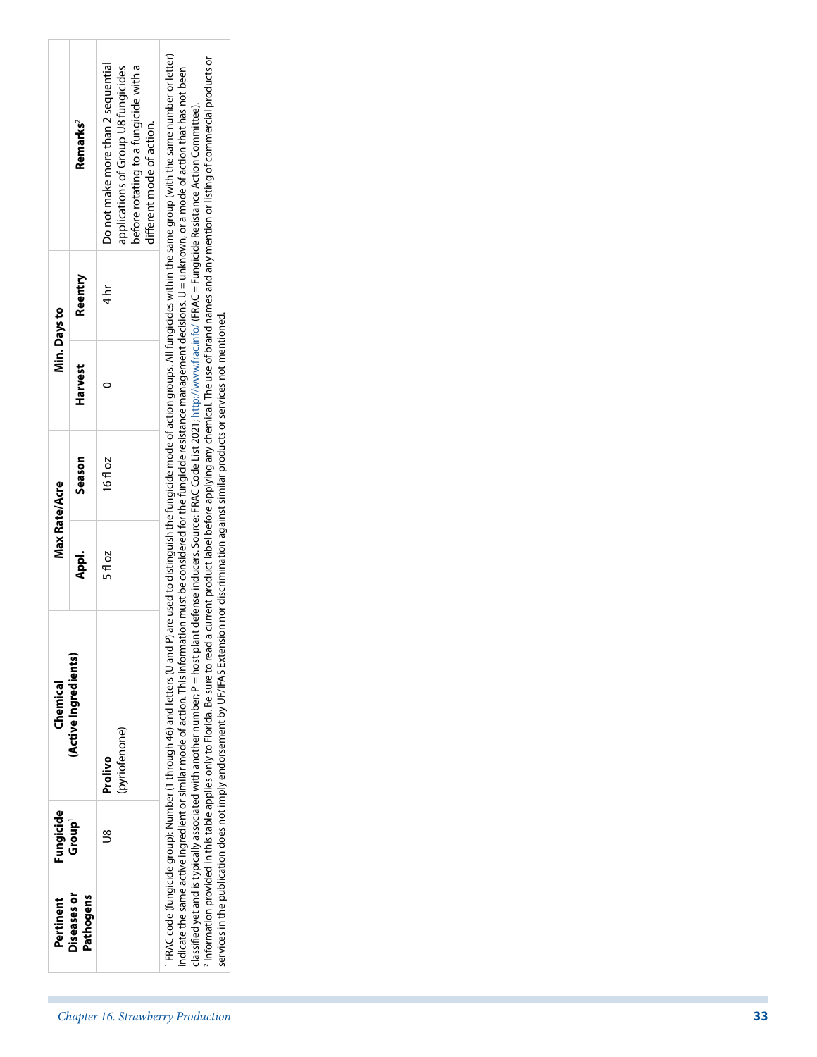| Pertinent Diseases or Pathogens | Fungicide Group[1] | Chemical (Active Ingredients) | Max Rate/Acre | | Min. Days to | | Remarks[2] |
|---|---|---|---|---|---|---|---|
| | | | Appl. | Season | Harvest | Reentry | |
| | U8 | **Prolivo** (pyriofenone) | 5 fl oz | 16 fl oz | 0 | 4 hr | Do not make more than 2 sequential applications of Group U8 fungicides before rotating to a fungicide with a different mode of action. |

[1] FRAC code (fungicide group): Number (1 through 46) and letters (U and P) are used to distinguish the fungicide mode of action groups. All fungicides within the same group (with the same number or letter) indicate the same active ingredient or similar mode of action. This information must be considered for the fungicide resistance management decisions. U = unknown, or a mode of action that has not been classified yet and is typically associated with another number; P = host plant defense inducers. Source: FRAC Code List 2021; http://www.frac.info/ (FRAC = Fungicide Resistance Action Committee).

[2] Information provided in this table applies only to Florida. Be sure to read a current product label before applying any chemical. The use of brand names and any mention or listing of commercial products or services in the publication does not imply endorsement by UF/IFAS Extension nor discrimination against similar products or services not mentioned.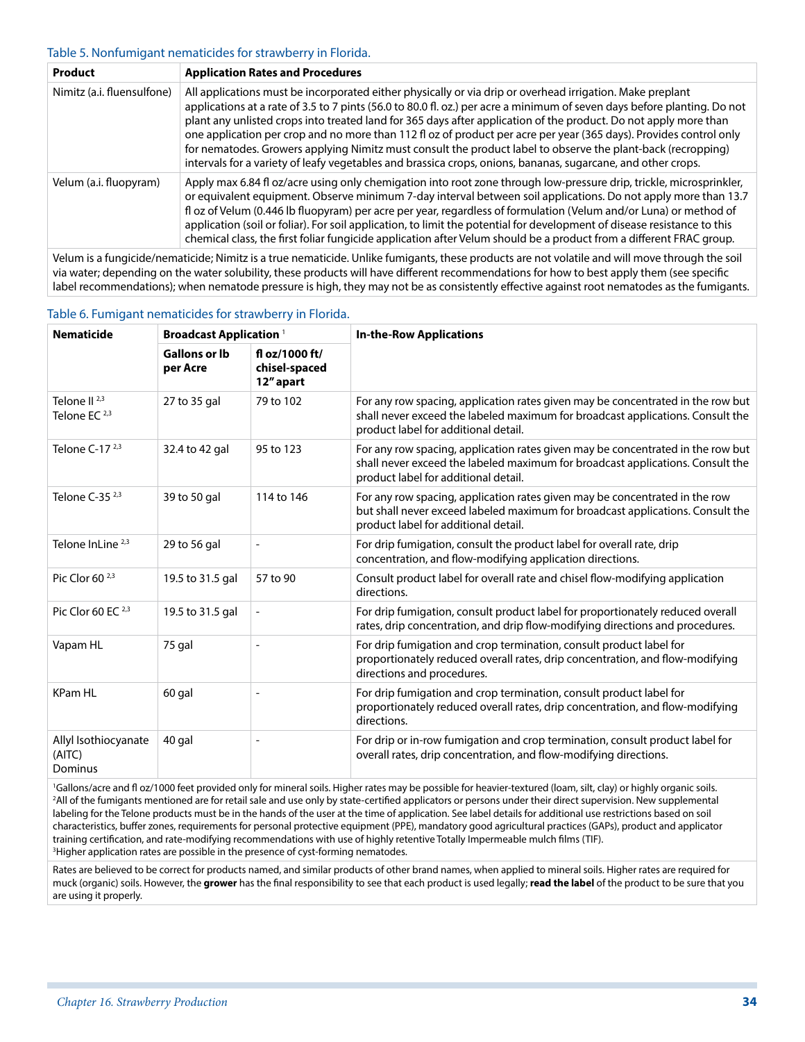Table 5. Nonfumigant nematicides for strawberry in Florida.

| Product | Application Rates and Procedures |
| --- | --- |
| Nimitz (a.i. fluensulfone) | All applications must be incorporated either physically or via drip or overhead irrigation. Make preplant applications at a rate of 3.5 to 7 pints (56.0 to 80.0 fl. oz.) per acre a minimum of seven days before planting. Do not plant any unlisted crops into treated land for 365 days after application of the product. Do not apply more than one application per crop and no more than 112 fl oz of product per acre per year (365 days). Provides control only for nematodes. Growers applying Nimitz must consult the product label to observe the plant-back (recropping) intervals for a variety of leafy vegetables and brassica crops, onions, bananas, sugarcane, and other crops. |
| Velum (a.i. fluopyram) | Apply max 6.84 fl oz/acre using only chemigation into root zone through low-pressure drip, trickle, microsprinkler, or equivalent equipment. Observe minimum 7-day interval between soil applications. Do not apply more than 13.7 fl oz of Velum (0.446 lb fluopyram) per acre per year, regardless of formulation (Velum and/or Luna) or method of application (soil or foliar). For soil application, to limit the potential for development of disease resistance to this chemical class, the first foliar fungicide application after Velum should be a product from a different FRAC group. |

Velum is a fungicide/nematicide; Nimitz is a true nematicide. Unlike fumigants, these products are not volatile and will move through the soil via water; depending on the water solubility, these products will have different recommendations for how to best apply them (see specific label recommendations); when nematode pressure is high, they may not be as consistently effective against root nematodes as the fumigants.

Table 6. Fumigant nematicides for strawberry in Florida.

| Nematicide | Broadcast Application [1] | | In-the-Row Applications |
| --- | --- | --- | --- |
| | Gallons or lb per Acre | fl oz/1000 ft/ chisel-spaced 12" apart | |
| Telone II [2,3]<br>Telone EC [2,3] | 27 to 35 gal | 79 to 102 | For any row spacing, application rates given may be concentrated in the row but shall never exceed the labeled maximum for broadcast applications. Consult the product label for additional detail. |
| Telone C-17 [2,3] | 32.4 to 42 gal | 95 to 123 | For any row spacing, application rates given may be concentrated in the row but shall never exceed the labeled maximum for broadcast applications. Consult the product label for additional detail. |
| Telone C-35 [2,3] | 39 to 50 gal | 114 to 146 | For any row spacing, application rates given may be concentrated in the row but shall never exceed labeled maximum for broadcast applications. Consult the product label for additional detail. |
| Telone InLine [2,3] | 29 to 56 gal | - | For drip fumigation, consult the product label for overall rate, drip concentration, and flow-modifying application directions. |
| Pic Clor 60 [2,3] | 19.5 to 31.5 gal | 57 to 90 | Consult product label for overall rate and chisel flow-modifying application directions. |
| Pic Clor 60 EC [2,3] | 19.5 to 31.5 gal | - | For drip fumigation, consult product label for proportionately reduced overall rates, drip concentration, and drip flow-modifying directions and procedures. |
| Vapam HL | 75 gal | - | For drip fumigation and crop termination, consult product label for proportionately reduced overall rates, drip concentration, and flow-modifying directions and procedures. |
| KPam HL | 60 gal | - | For drip fumigation and crop termination, consult product label for proportionately reduced overall rates, drip concentration, and flow-modifying directions. |
| Allyl Isothiocyanate (AITC)<br>Dominus | 40 gal | - | For drip or in-row fumigation and crop termination, consult product label for overall rates, drip concentration, and flow-modifying directions. |

[1]Gallons/acre and fl oz/1000 feet provided only for mineral soils. Higher rates may be possible for heavier-textured (loam, silt, clay) or highly organic soils.
[2]All of the fumigants mentioned are for retail sale and use only by state-certified applicators or persons under their direct supervision. New supplemental labeling for the Telone products must be in the hands of the user at the time of application. See label details for additional use restrictions based on soil characteristics, buffer zones, requirements for personal protective equipment (PPE), mandatory good agricultural practices (GAPs), product and applicator training certification, and rate-modifying recommendations with use of highly retentive Totally Impermeable mulch films (TIF).
[3]Higher application rates are possible in the presence of cyst-forming nematodes.

Rates are believed to be correct for products named, and similar products of other brand names, when applied to mineral soils. Higher rates are required for muck (organic) soils. However, the **grower** has the final responsibility to see that each product is used legally; **read the label** of the product to be sure that you are using it properly.